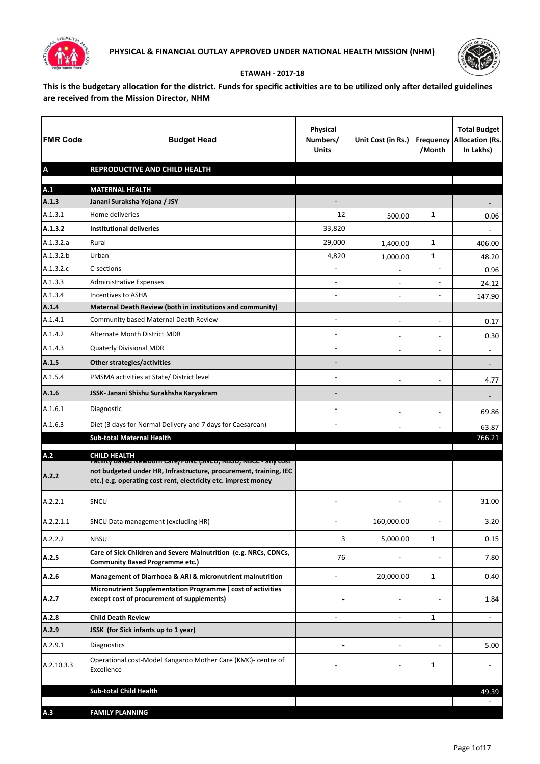# PHYSICAL & FINANCIAL OUTLAY APPROVED UNDER NATIONAL HEALTH MISSION (NHM)

## ETAWAH - 2017-18

**This is the budgetary allocation for the district. Funds for specific activities are to be utilized only after detailed guidelines are received from the Mission Director, NHM**

| FMR Code | Budget Head | Physical Numbers/ Units | Unit Cost (in Rs.) | Frequency /Month | Total Budget Allocation (Rs. In Lakhs) |
|---|---|---|---|---|---|
| **A** | **REPRODUCTIVE AND CHILD HEALTH** | | | | |
| | | | | | |
| **A.1** | **MATERNAL HEALTH** | | | | |
| **A.1.3** | **Janani Suraksha Yojana / JSY** | - | | | - |
| A.1.3.1 | Home deliveries | 12 | 500.00 | 1 | 0.06 |
| **A.1.3.2** | **Institutional deliveries** | 33,820 | | | - |
| A.1.3.2.a | Rural | 29,000 | 1,400.00 | 1 | 406.00 |
| A.1.3.2.b | Urban | 4,820 | 1,000.00 | 1 | 48.20 |
| A.1.3.2.c | C-sections | - | - | - | 0.96 |
| A.1.3.3 | Administrative Expenses | - | - | - | 24.12 |
| A.1.3.4 | Incentives to ASHA | - | - | - | 147.90 |
| **A.1.4** | **Maternal Death Review (both in institutions and community)** | | | | |
| A.1.4.1 | Community based Maternal Death Review | - | - | - | 0.17 |
| A.1.4.2 | Alternate Month District MDR | - | - | - | 0.30 |
| A.1.4.3 | Quaterly Divisional MDR | - | - | - | - |
| **A.1.5** | **Other strategies/activities** | - | | | - |
| A.1.5.4 | PMSMA activities at State/ District level | - | - | - | 4.77 |
| **A.1.6** | **JSSK- Janani Shishu Surakhsha Karyakram** | - | | | - |
| A.1.6.1 | Diagnostic | - | - | - | 69.86 |
| A.1.6.3 | Diet (3 days for Normal Delivery and 7 days for Caesarean) | - | - | - | 63.87 |
| | **Sub-total Maternal Health** | | | | 766.21 |
| | | | | | |
| **A.2** | **CHILD HEALTH** | | | | |
| **A.2.2** | **Facility based Newborn Care/FBNC (SNCU, NBSU, NBCC - any cost not budgeted under HR, Infrastructure, procurement, training, IEC etc.) e.g. operating cost rent, electricity etc. imprest money** | | | | |
| A.2.2.1 | SNCU | - | - | - | 31.00 |
| A.2.2.1.1 | SNCU Data management (excluding HR) | - | 160,000.00 | - | 3.20 |
| A.2.2.2 | NBSU | 3 | 5,000.00 | 1 | 0.15 |
| **A.2.5** | **Care of Sick Children and Severe Malnutrition (e.g. NRCs, CDNCs, Community Based Programme etc.)** | 76 | - | - | 7.80 |
| **A.2.6** | **Management of Diarrhoea & ARI & micronutrient malnutrition** | - | 20,000.00 | 1 | 0.40 |
| **A.2.7** | **Micronutrient Supplementation Programme ( cost of activities except cost of procurement of supplements)** | - | - | - | 1.84 |
| **A.2.8** | **Child Death Review** | - | - | 1 | - |
| **A.2.9** | **JSSK (for Sick infants up to 1 year)** | | | | |
| A.2.9.1 | Diagnostics | - | - | - | 5.00 |
| A.2.10.3.3 | Operational cost-Model Kangaroo Mother Care (KMC)- centre of Excellence | - | - | 1 | - |
| | | | | | |
| | **Sub-total Child Health** | | | | 49.39 |
| | | | | | - |
| **A.3** | **FAMILY PLANNING** | | | | |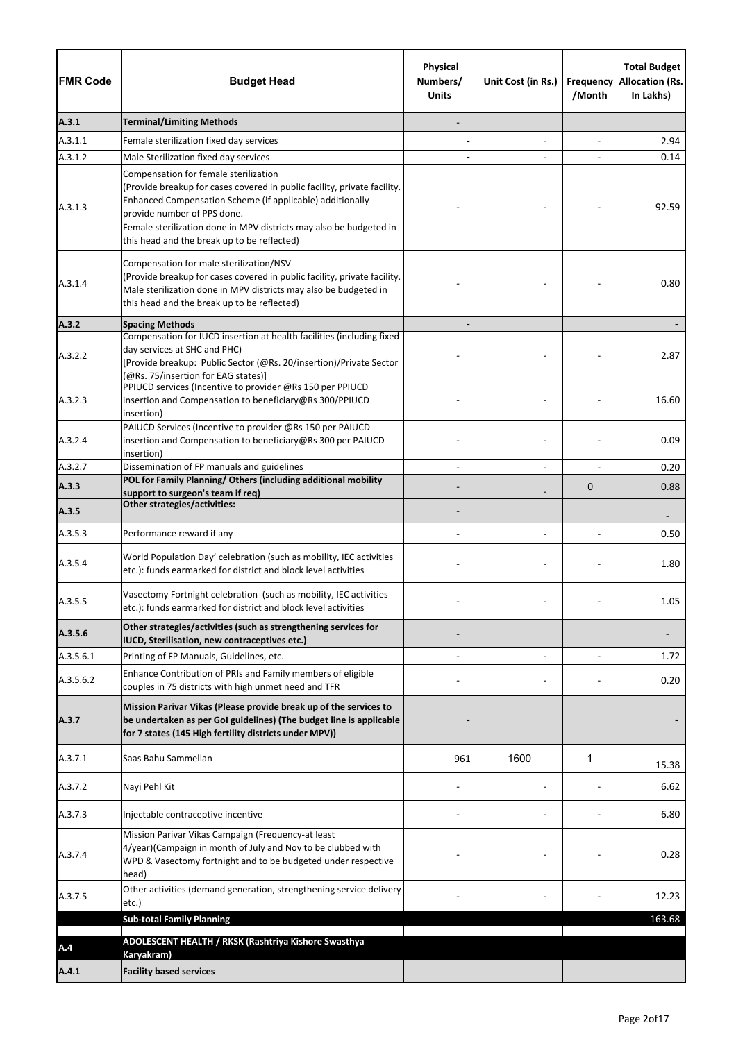| FMR Code | Budget Head | Physical Numbers/ Units | Unit Cost (in Rs.) | Frequency /Month | Total Budget Allocation (Rs. In Lakhs) |
|---|---|---|---|---|---|
| **A.3.1** | **Terminal/Limiting Methods** | - | | | |
| A.3.1.1 | Female sterilization fixed day services | **-** | - | - | 2.94 |
| A.3.1.2 | Male Sterilization fixed day services | **-** | - | - | 0.14 |
| A.3.1.3 | Compensation for female sterilization (Provide breakup for cases covered in public facility, private facility. Enhanced Compensation Scheme (if applicable) additionally provide number of PPS done. Female sterilization done in MPV districts may also be budgeted in this head and the break up to be reflected) | - | - | - | 92.59 |
| A.3.1.4 | Compensation for male sterilization/NSV (Provide breakup for cases covered in public facility, private facility. Male sterilization done in MPV districts may also be budgeted in this head and the break up to be reflected) | - | - | - | 0.80 |
| **A.3.2** | **Spacing Methods** | **-** | | | **-** |
| A.3.2.2 | Compensation for IUCD insertion at health facilities (including fixed day services at SHC and PHC) [Provide breakup: Public Sector (@Rs. 20/insertion)/Private Sector (@Rs. 75/insertion for EAG states)] | - | - | - | 2.87 |
| A.3.2.3 | PPIUCD services (Incentive to provider @Rs 150 per PPIUCD insertion and Compensation to beneficiary@Rs 300/PPIUCD insertion) | - | - | - | 16.60 |
| A.3.2.4 | PAIUCD Services (Incentive to provider @Rs 150 per PAIUCD insertion and Compensation to beneficiary@Rs 300 per PAIUCD insertion) | - | - | - | 0.09 |
| A.3.2.7 | Dissemination of FP manuals and guidelines | - | - | - | 0.20 |
| **A.3.3** | **POL for Family Planning/ Others (including additional mobility support to surgeon's team if req)** | - | - | 0 | 0.88 |
| **A.3.5** | **Other strategies/activities:** | - | | | - |
| A.3.5.3 | Performance reward if any | - | - | - | 0.50 |
| A.3.5.4 | World Population Day' celebration (such as mobility, IEC activities etc.): funds earmarked for district and block level activities | - | - | - | 1.80 |
| A.3.5.5 | Vasectomy Fortnight celebration (such as mobility, IEC activities etc.): funds earmarked for district and block level activities | - | - | - | 1.05 |
| **A.3.5.6** | **Other strategies/activities (such as strengthening services for IUCD, Sterilisation, new contraceptives etc.)** | - | | | - |
| A.3.5.6.1 | Printing of FP Manuals, Guidelines, etc. | - | - | - | 1.72 |
| A.3.5.6.2 | Enhance Contribution of PRIs and Family members of eligible couples in 75 districts with high unmet need and TFR | - | - | - | 0.20 |
| **A.3.7** | **Mission Parivar Vikas (Please provide break up of the services to be undertaken as per GoI guidelines) (The budget line is applicable for 7 states (145 High fertility districts under MPV))** | **-** | | | **-** |
| A.3.7.1 | Saas Bahu Sammellan | 961 | 1600 | 1 | 15.38 |
| A.3.7.2 | Nayi Pehl Kit | - | - | - | 6.62 |
| A.3.7.3 | Injectable contraceptive incentive | - | - | - | 6.80 |
| A.3.7.4 | Mission Parivar Vikas Campaign (Frequency-at least 4/year)(Campaign in month of July and Nov to be clubbed with WPD & Vasectomy fortnight and to be budgeted under respective head) | - | - | - | 0.28 |
| A.3.7.5 | Other activities (demand generation, strengthening service delivery etc.) | - | - | - | 12.23 |
| | **Sub-total Family Planning** | | | | 163.68 |
| **A.4** | **ADOLESCENT HEALTH / RKSK (Rashtriya Kishore Swasthya Karyakram)** | | | | |
| **A.4.1** | **Facility based services** | | | | |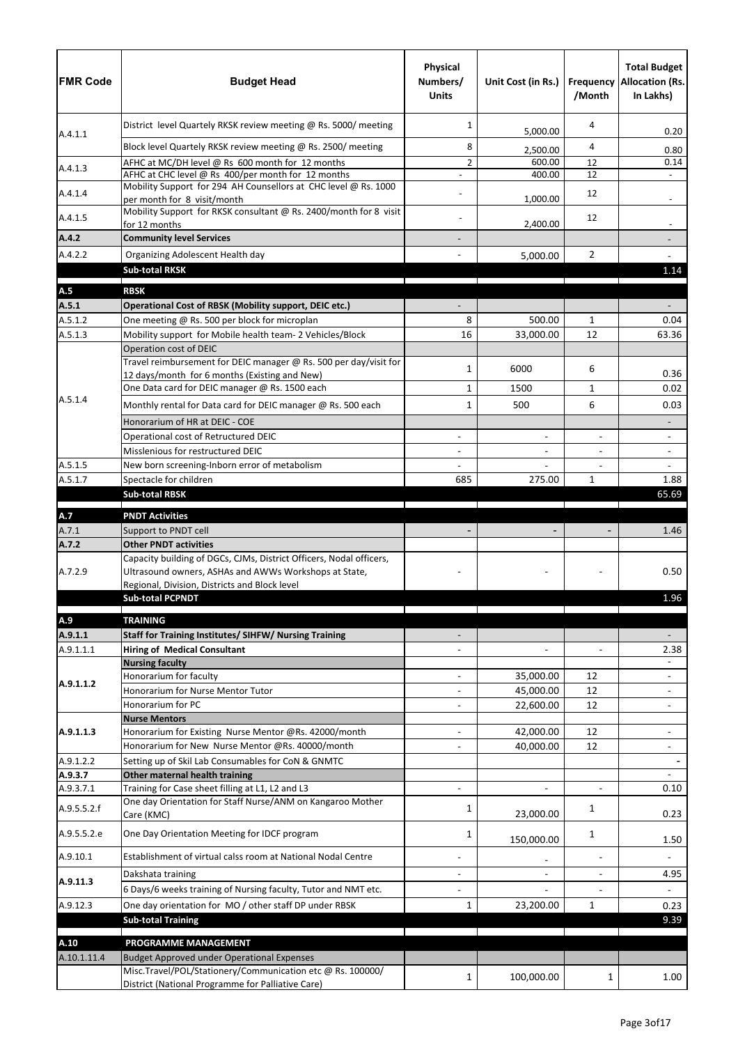| FMR Code | Budget Head | Physical Numbers/ Units | Unit Cost (in Rs.) | Frequency /Month | Total Budget Allocation (Rs. In Lakhs) |
|---|---|---|---|---|---|
| A.4.1.1 | District level Quartely RKSK review meeting @ Rs. 5000/ meeting | 1 | 5,000.00 | 4 | 0.20 |
| | Block level Quartely RKSK review meeting @ Rs. 2500/ meeting | 8 | 2,500.00 | 4 | 0.80 |
| A.4.1.3 | AFHC at MC/DH level @ Rs 600 month for 12 months | 2 | 600.00 | 12 | 0.14 |
| | AFHC at CHC level @ Rs 400/per month for 12 months | - | 400.00 | 12 | - |
| A.4.1.4 | Mobility Support for 294 AH Counsellors at CHC level @ Rs. 1000 per month for 8 visit/month | - | 1,000.00 | 12 | - |
| A.4.1.5 | Mobility Support for RKSK consultant @ Rs. 2400/month for 8 visit for 12 months | - | 2,400.00 | 12 | - |
| **A.4.2** | **Community level Services** | - | | | - |
| A.4.2.2 | Organizing Adolescent Health day | - | 5,000.00 | 2 | - |
| | **Sub-total RKSK** | | | | 1.14 |
| **A.5** | **RBSK** | | | | |
| **A.5.1** | **Operational Cost of RBSK (Mobility support, DEIC etc.)** | - | | | - |
| A.5.1.2 | One meeting @ Rs. 500 per block for microplan | 8 | 500.00 | 1 | 0.04 |
| A.5.1.3 | Mobility support for Mobile health team- 2 Vehicles/Block | 16 | 33,000.00 | 12 | 63.36 |
| A.5.1.4 | Operation cost of DEIC | | | | |
| | Travel reimbursement for DEIC manager @ Rs. 500 per day/visit for 12 days/month for 6 months (Existing and New) | 1 | 6000 | 6 | 0.36 |
| | One Data card for DEIC manager @ Rs. 1500 each | 1 | 1500 | 1 | 0.02 |
| | Monthly rental for Data card for DEIC manager @ Rs. 500 each | 1 | 500 | 6 | 0.03 |
| | Honorarium of HR at DEIC - COE | | | | - |
| | Operational cost of Retructured DEIC | - | - | - | - |
| | Misslenious for restructured DEIC | - | - | - | - |
| A.5.1.5 | New born screening-Inborn error of metabolism | - | - | - | - |
| A.5.1.7 | Spectacle for children | 685 | 275.00 | 1 | 1.88 |
| | **Sub-total RBSK** | | | | 65.69 |
| **A.7** | **PNDT Activities** | | | | |
| A.7.1 | Support to PNDT cell | - | - | - | 1.46 |
| **A.7.2** | **Other PNDT activities** | | | | |
| A.7.2.9 | Capacity building of DGCs, CJMs, District Officers, Nodal officers, Ultrasound owners, ASHAs and AWWs Workshops at State, Regional, Division, Districts and Block level | - | - | - | 0.50 |
| | **Sub-total PCPNDT** | | | | 1.96 |
| **A.9** | **TRAINING** | | | | |
| **A.9.1.1** | **Staff for Training Institutes/ SIHFW/ Nursing Training** | - | | | - |
| A.9.1.1.1 | **Hiring of Medical Consultant** | - | - | - | 2.38 |
| **A.9.1.1.2** | **Nursing faculty** | | | | - |
| | Honorarium for faculty | - | 35,000.00 | 12 | - |
| | Honorarium for Nurse Mentor Tutor | - | 45,000.00 | 12 | - |
| | Honorarium for PC | - | 22,600.00 | 12 | - |
| **A.9.1.1.3** | **Nurse Mentors** | | | | |
| | Honorarium for Existing Nurse Mentor @Rs. 42000/month | - | 42,000.00 | 12 | - |
| | Honorarium for New Nurse Mentor @Rs. 40000/month | - | 40,000.00 | 12 | - |
| A.9.1.2.2 | Setting up of Skil Lab Consumables for CoN & GNMTC | | | | - |
| **A.9.3.7** | **Other maternal health training** | | | | - |
| A.9.3.7.1 | Training for Case sheet filling at L1, L2 and L3 | - | - | - | 0.10 |
| A.9.5.5.2.f | One day Orientation for Staff Nurse/ANM on Kangaroo Mother Care (KMC) | 1 | 23,000.00 | 1 | 0.23 |
| A.9.5.5.2.e | One Day Orientation Meeting for IDCF program | 1 | 150,000.00 | 1 | 1.50 |
| A.9.10.1 | Establishment of virtual calss room at National Nodal Centre | - | - | - | - |
| **A.9.11.3** | Dakshata training | - | - | - | 4.95 |
| | 6 Days/6 weeks training of Nursing faculty, Tutor and NMT etc. | - | - | - | - |
| A.9.12.3 | One day orientation for MO / other staff DP under RBSK | 1 | 23,200.00 | 1 | 0.23 |
| | **Sub-total Training** | | | | 9.39 |
| **A.10** | **PROGRAMME MANAGEMENT** | | | | |
| A.10.1.11.4 | Budget Approved under Operational Expenses | | | | |
| | Misc.Travel/POL/Stationery/Communication etc @ Rs. 100000/ District (National Programme for Palliative Care) | 1 | 100,000.00 | 1 | 1.00 |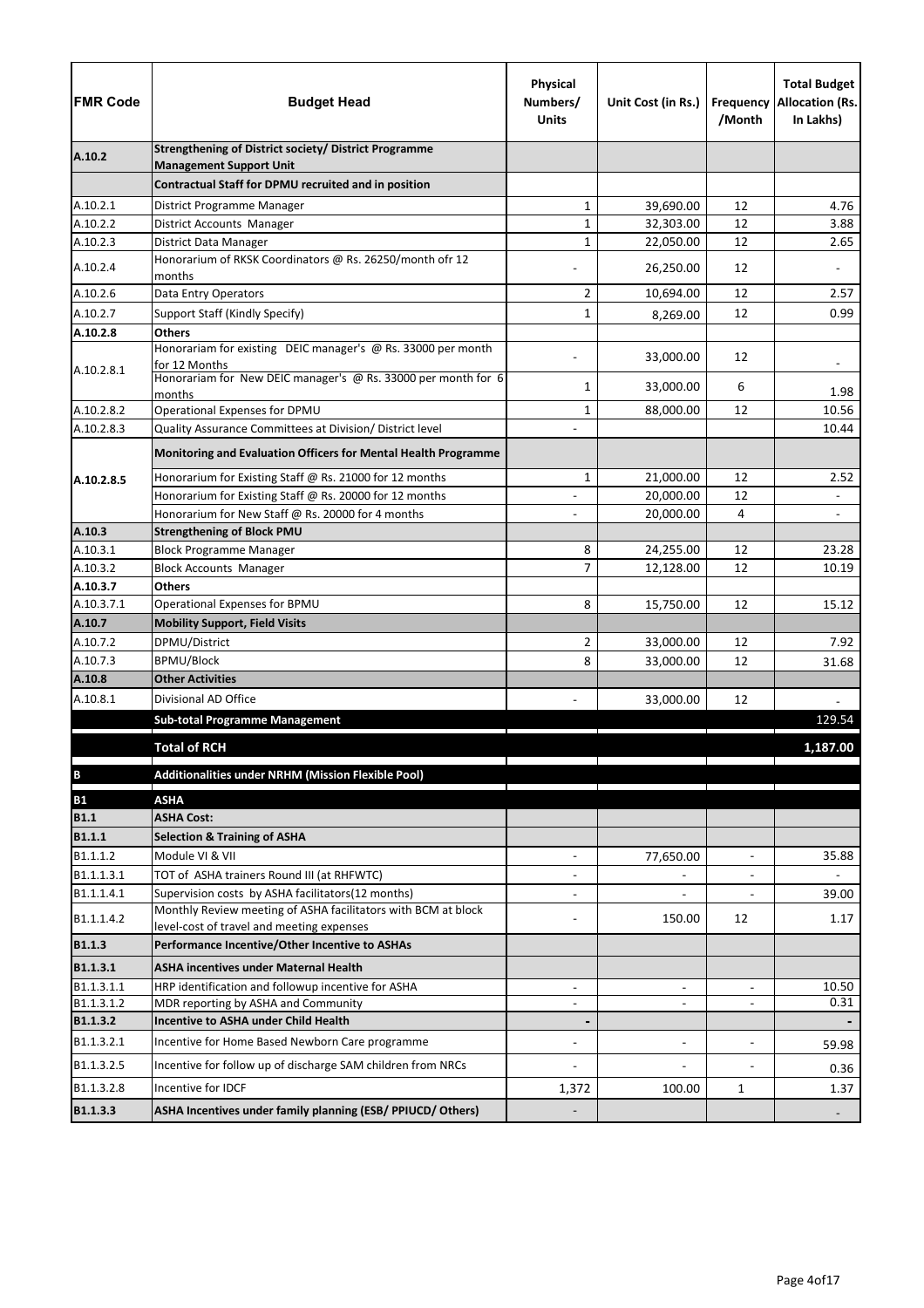| FMR Code | Budget Head | Physical Numbers/ Units | Unit Cost (in Rs.) | Frequency /Month | Total Budget Allocation (Rs. In Lakhs) |
|---|---|---|---|---|---|
| A.10.2 | **Strengthening of District society/ District Programme Management Support Unit** | | | | |
| | **Contractual Staff for DPMU recruited and in position** | | | | |
| A.10.2.1 | District Programme Manager | 1 | 39,690.00 | 12 | 4.76 |
| A.10.2.2 | District Accounts Manager | 1 | 32,303.00 | 12 | 3.88 |
| A.10.2.3 | District Data Manager | 1 | 22,050.00 | 12 | 2.65 |
| A.10.2.4 | Honorarium of RKSK Coordinators @ Rs. 26250/month ofr 12 months | - | 26,250.00 | 12 | - |
| A.10.2.6 | Data Entry Operators | 2 | 10,694.00 | 12 | 2.57 |
| A.10.2.7 | Support Staff (Kindly Specify) | 1 | 8,269.00 | 12 | 0.99 |
| **A.10.2.8** | **Others** | | | | |
| A.10.2.8.1 | Honorariam for existing DEIC manager's @ Rs. 33000 per month for 12 Months | - | 33,000.00 | 12 | - |
| | Honorariam for New DEIC manager's @ Rs. 33000 per month for 6 months | 1 | 33,000.00 | 6 | 1.98 |
| A.10.2.8.2 | Operational Expenses for DPMU | 1 | 88,000.00 | 12 | 10.56 |
| A.10.2.8.3 | Quality Assurance Committees at Division/ District level | - | | | 10.44 |
| **A.10.2.8.5** | **Monitoring and Evaluation Officers for Mental Health Programme** | | | | |
| | Honorarium for Existing Staff @ Rs. 21000 for 12 months | 1 | 21,000.00 | 12 | 2.52 |
| | Honorarium for Existing Staff @ Rs. 20000 for 12 months | - | 20,000.00 | 12 | - |
| | Honorarium for New Staff @ Rs. 20000 for 4 months | - | 20,000.00 | 4 | - |
| **A.10.3** | **Strengthening of Block PMU** | | | | |
| A.10.3.1 | Block Programme Manager | 8 | 24,255.00 | 12 | 23.28 |
| A.10.3.2 | Block Accounts Manager | 7 | 12,128.00 | 12 | 10.19 |
| **A.10.3.7** | **Others** | | | | |
| A.10.3.7.1 | Operational Expenses for BPMU | 8 | 15,750.00 | 12 | 15.12 |
| **A.10.7** | **Mobility Support, Field Visits** | | | | |
| A.10.7.2 | DPMU/District | 2 | 33,000.00 | 12 | 7.92 |
| A.10.7.3 | BPMU/Block | 8 | 33,000.00 | 12 | 31.68 |
| **A.10.8** | **Other Activities** | | | | |
| A.10.8.1 | Divisional AD Office | - | 33,000.00 | 12 | - |
| | **Sub-total Programme Management** | | | | 129.54 |
| | **Total of RCH** | | | | **1,187.00** |
| **B** | **Additionalities under NRHM (Mission Flexible Pool)** | | | | |
| **B1** | **ASHA** | | | | |
| **B1.1** | **ASHA Cost:** | | | | |
| **B1.1.1** | **Selection & Training of ASHA** | | | | |
| B1.1.1.2 | Module VI & VII | - | 77,650.00 | - | 35.88 |
| B1.1.1.3.1 | TOT of ASHA trainers Round III (at RHFWTC) | - | - | - | - |
| B1.1.1.4.1 | Supervision costs by ASHA facilitators(12 months) | - | - | - | 39.00 |
| B1.1.1.4.2 | Monthly Review meeting of ASHA facilitators with BCM at block level-cost of travel and meeting expenses | - | 150.00 | 12 | 1.17 |
| **B1.1.3** | **Performance Incentive/Other Incentive to ASHAs** | | | | |
| **B1.1.3.1** | **ASHA incentives under Maternal Health** | | | | |
| B1.1.3.1.1 | HRP identification and followup incentive for ASHA | - | - | - | 10.50 |
| B1.1.3.1.2 | MDR reporting by ASHA and Community | - | - | - | 0.31 |
| **B1.1.3.2** | **Incentive to ASHA under Child Health** | - | | | - |
| B1.1.3.2.1 | Incentive for Home Based Newborn Care programme | - | - | - | 59.98 |
| B1.1.3.2.5 | Incentive for follow up of discharge SAM children from NRCs | - | - | - | 0.36 |
| B1.1.3.2.8 | Incentive for IDCF | 1,372 | 100.00 | 1 | 1.37 |
| **B1.1.3.3** | **ASHA Incentives under family planning (ESB/ PPIUCD/ Others)** | - | | | - |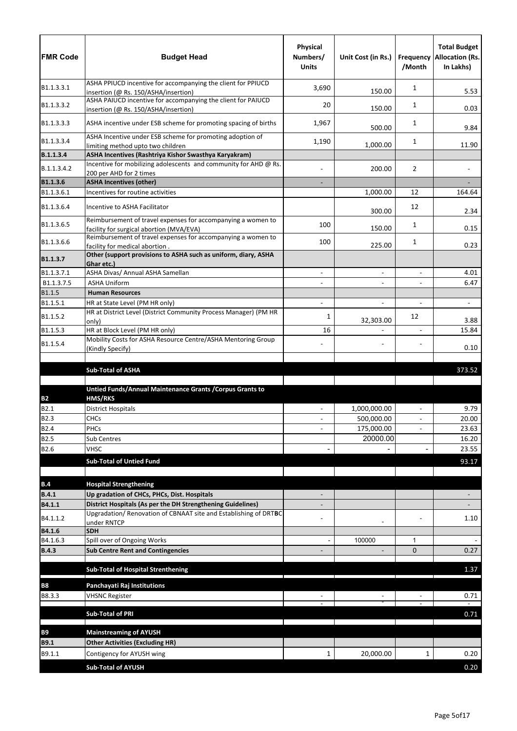| FMR Code | Budget Head | Physical Numbers/ Units | Unit Cost (in Rs.) | Frequency /Month | Total Budget Allocation (Rs. In Lakhs) |
|---|---|---|---|---|---|
| B1.1.3.3.1 | ASHA PPIUCD incentive for accompanying the client for PPIUCD insertion (@ Rs. 150/ASHA/insertion) | 3,690 | 150.00 | 1 | 5.53 |
| B1.1.3.3.2 | ASHA PAIUCD incentive for accompanying the client for PAIUCD insertion (@ Rs. 150/ASHA/insertion) | 20 | 150.00 | 1 | 0.03 |
| B1.1.3.3.3 | ASHA incentive under ESB scheme for promoting spacing of births | 1,967 | 500.00 | 1 | 9.84 |
| B1.1.3.3.4 | ASHA Incentive under ESB scheme for promoting adoption of limiting method upto two children | 1,190 | 1,000.00 | 1 | 11.90 |
| **B.1.1.3.4** | **ASHA Incentives (Rashtriya Kishor Swasthya Karyakram)** | | | | |
| B.1.1.3.4.2 | Incentive for mobilizing adolescents and community for AHD @ Rs. 200 per AHD for 2 times | - | 200.00 | 2 | - |
| **B1.1.3.6** | **ASHA Incentives (other)** | - | | | - |
| B1.1.3.6.1 | Incentives for routine activities | | 1,000.00 | 12 | 164.64 |
| B1.1.3.6.4 | Incentive to ASHA Facilitator | | 300.00 | 12 | 2.34 |
| B1.1.3.6.5 | Reimbursement of travel expenses for accompanying a women to facility for surgical abortion (MVA/EVA) | 100 | 150.00 | 1 | 0.15 |
| B1.1.3.6.6 | Reimbursement of travel expenses for accompanying a women to facility for medical abortion . | 100 | 225.00 | 1 | 0.23 |
| **B1.1.3.7** | **Other (support provisions to ASHA such as uniform, diary, ASHA Ghar etc.)** | | | | |
| B1.1.3.7.1 | ASHA Divas/ Annual ASHA Samellan | - | - | - | 4.01 |
| B1.1.3.7.5 | ASHA Uniform | - | - | - | 6.47 |
| B1.1.5 | **Human Resources** | | | | |
| B1.1.5.1 | HR at State Level (PM HR only) | - | - | - | - |
| B1.1.5.2 | HR at District Level (District Community Process Manager) (PM HR only) | 1 | 32,303.00 | 12 | 3.88 |
| B1.1.5.3 | HR at Block Level (PM HR only) | 16 | - | - | 15.84 |
| B1.1.5.4 | Mobility Costs for ASHA Resource Centre/ASHA Mentoring Group (Kindly Specify) | - | - | - | 0.10 |
| | | | | | |
| | **Sub-Total of ASHA** | | | | 373.52 |
| | | | | | |
| **B2** | **Untied Funds/Annual Maintenance Grants /Corpus Grants to HMS/RKS** | | | | |
| B2.1 | District Hospitals | - | 1,000,000.00 | - | 9.79 |
| B2.3 | CHCs | - | 500,000.00 | - | 20.00 |
| B2.4 | PHCs | - | 175,000.00 | - | 23.63 |
| B2.5 | Sub Centres | | 20000.00 | | 16.20 |
| B2.6 | VHSC | - | - | - | 23.55 |
| | **Sub-Total of Untied Fund** | | | | 93.17 |
| | | | | | |
| **B.4** | **Hospital Strengthening** | | | | |
| **B.4.1** | **Up gradation of CHCs, PHCs, Dist. Hospitals** | - | | | - |
| **B4.1.1** | **District Hospitals (As per the DH Strengthening Guidelines)** | - | | | - |
| B4.1.1.2 | Upgradation/ Renovation of CBNAAT site and Establishing of DRTBC under RNTCP | - | - | - | 1.10 |
| **B4.1.6** | **SDH** | | | | |
| B4.1.6.3 | Spill over of Ongoing Works | - | 100000 | 1 | - |
| **B.4.3** | **Sub Centre Rent and Contingencies** | - | - | 0 | 0.27 |
| | | | | | |
| | **Sub-Total of Hospital Strenthening** | | | | 1.37 |
| | | | | | |
| **B8** | **Panchayati Raj Institutions** | | | | |
| B8.3.3 | VHSNC Register | - | - | - | 0.71 |
| | | - | - | - | - |
| | **Sub-Total of PRI** | | | | 0.71 |
| | | | | | |
| **B9** | **Mainstreaming of AYUSH** | | | | |
| **B9.1** | **Other Activities (Excluding HR)** | | | | |
| B9.1.1 | Contigency for AYUSH wing | 1 | 20,000.00 | 1 | 0.20 |
| | **Sub-Total of AYUSH** | | | | 0.20 |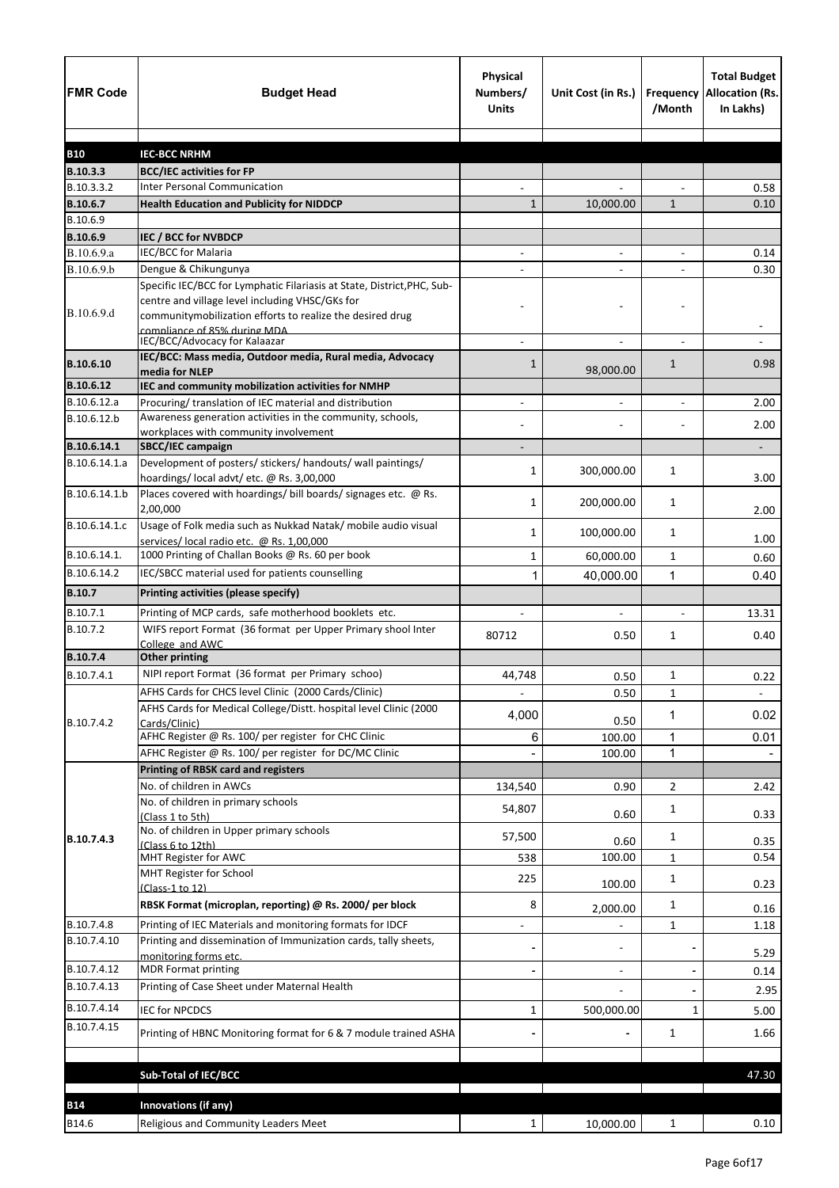| FMR Code | Budget Head | Physical Numbers/ Units | Unit Cost (in Rs.) | Frequency /Month | Total Budget Allocation (Rs. In Lakhs) |
|---|---|---|---|---|---|
| | | | | | |
| **B10** | **IEC-BCC NRHM** | | | | |
| **B.10.3.3** | **BCC/IEC activities for FP** | | | | |
| B.10.3.3.2 | Inter Personal Communication | - | - | - | 0.58 |
| **B.10.6.7** | **Health Education and Publicity for NIDDCP** | 1 | 10,000.00 | 1 | 0.10 |
| B.10.6.9 | | | | | |
| **B.10.6.9** | **IEC / BCC for NVBDCP** | | | | |
| B.10.6.9.a | IEC/BCC for Malaria | - | - | - | 0.14 |
| B.10.6.9.b | Dengue & Chikungunya | - | - | - | 0.30 |
| B.10.6.9.d | Specific IEC/BCC for Lymphatic Filariasis at State, District,PHC, Sub-centre and village level including VHSC/GKs for communitymobilization efforts to realize the desired drug compliance of 85% during MDA | - | - | - | - |
| | IEC/BCC/Advocacy for Kalaazar | - | - | - | - |
| **B.10.6.10** | **IEC/BCC: Mass media, Outdoor media, Rural media, Advocacy media for NLEP** | 1 | 98,000.00 | 1 | 0.98 |
| **B.10.6.12** | **IEC and community mobilization activities for NMHP** | | | | |
| B.10.6.12.a | Procuring/ translation of IEC material and distribution | - | - | - | 2.00 |
| B.10.6.12.b | Awareness generation activities in the community, schools, workplaces with community involvement | - | - | - | 2.00 |
| **B.10.6.14.1** | **SBCC/IEC campaign** | - | | | - |
| B.10.6.14.1.a | Development of posters/ stickers/ handouts/ wall paintings/ hoardings/ local advt/ etc. @ Rs. 3,00,000 | 1 | 300,000.00 | 1 | 3.00 |
| B.10.6.14.1.b | Places covered with hoardings/ bill boards/ signages etc. @ Rs. 2,00,000 | 1 | 200,000.00 | 1 | 2.00 |
| B.10.6.14.1.c | Usage of Folk media such as Nukkad Natak/ mobile audio visual services/ local radio etc. @ Rs. 1,00,000 | 1 | 100,000.00 | 1 | 1.00 |
| B.10.6.14.1. | 1000 Printing of Challan Books @ Rs. 60 per book | 1 | 60,000.00 | 1 | 0.60 |
| B.10.6.14.2 | IEC/SBCC material used for patients counselling | 1 | 40,000.00 | 1 | 0.40 |
| **B.10.7** | **Printing activities (please specify)** | | | | |
| B.10.7.1 | Printing of MCP cards, safe motherhood booklets etc. | - | - | - | 13.31 |
| B.10.7.2 | WIFS report Format (36 format per Upper Primary shool Inter College and AWC | 80712 | 0.50 | 1 | 0.40 |
| **B.10.7.4** | **Other printing** | | | | |
| B.10.7.4.1 | NIPI report Format (36 format per Primary schoo) | 44,748 | 0.50 | 1 | 0.22 |
| B.10.7.4.2 | AFHS Cards for CHCS level Clinic (2000 Cards/Clinic) | - | 0.50 | 1 | - |
| | AFHS Cards for Medical College/Distt. hospital level Clinic (2000 Cards/Clinic) | 4,000 | 0.50 | 1 | 0.02 |
| | AFHC Register @ Rs. 100/ per register for CHC Clinic | 6 | 100.00 | 1 | 0.01 |
| | AFHC Register @ Rs. 100/ per register for DC/MC Clinic | - | 100.00 | 1 | - |
| B.10.7.4.3 | **Printing of RBSK card and registers** | | | | |
| | No. of children in AWCs | 134,540 | 0.90 | 2 | 2.42 |
| | No. of children in primary schools (Class 1 to 5th) | 54,807 | 0.60 | 1 | 0.33 |
| | No. of children in Upper primary schools (Class 6 to 12th) | 57,500 | 0.60 | 1 | 0.35 |
| | MHT Register for AWC | 538 | 100.00 | 1 | 0.54 |
| | MHT Register for School (Class-1 to 12) | 225 | 100.00 | 1 | 0.23 |
| | **RBSK Format (microplan, reporting) @ Rs. 2000/ per block** | 8 | 2,000.00 | 1 | 0.16 |
| B.10.7.4.8 | Printing of IEC Materials and monitoring formats for IDCF | - | - | 1 | 1.18 |
| B.10.7.4.10 | Printing and dissemination of Immunization cards, tally sheets, monitoring forms etc. | - | - | - | 5.29 |
| B.10.7.4.12 | MDR Format printing | - | - | - | 0.14 |
| B.10.7.4.13 | Printing of Case Sheet under Maternal Health | | - | - | 2.95 |
| B.10.7.4.14 | IEC for NPCDCS | 1 | 500,000.00 | 1 | 5.00 |
| B.10.7.4.15 | Printing of HBNC Monitoring format for 6 & 7 module trained ASHA | - | - | 1 | 1.66 |
| | | | | | |
| | **Sub-Total of IEC/BCC** | | | | **47.30** |
| | | | | | |
| **B14** | **Innovations (if any)** | | | | |
| B14.6 | Religious and Community Leaders Meet | 1 | 10,000.00 | 1 | 0.10 |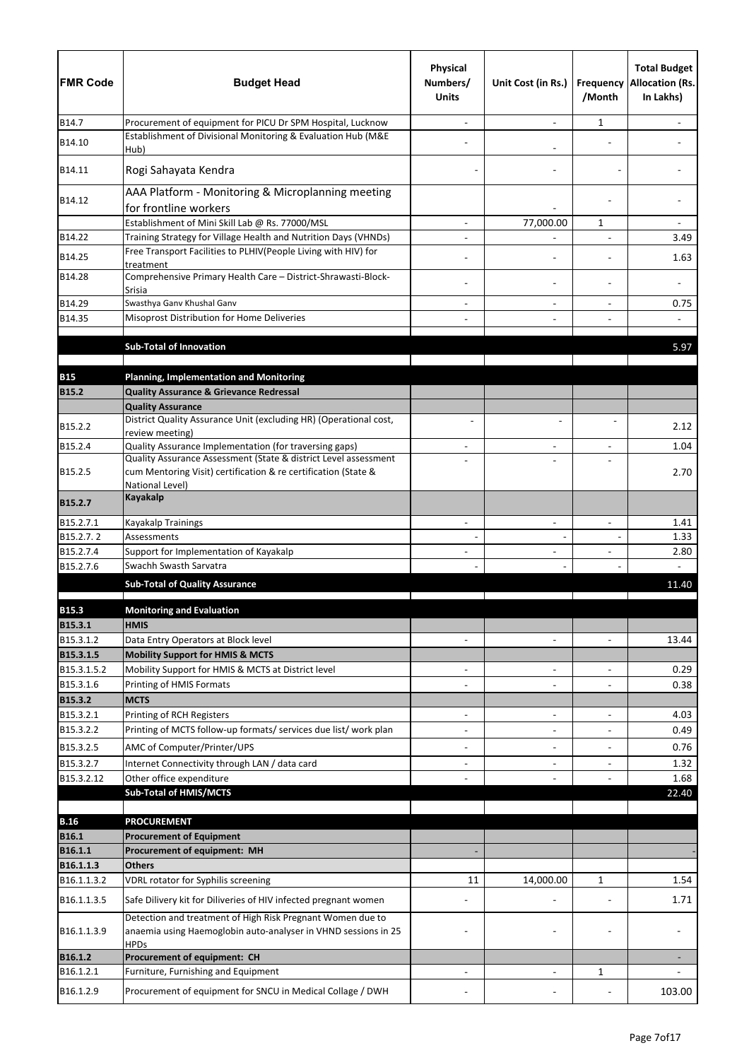| FMR Code | Budget Head | Physical Numbers/ Units | Unit Cost (in Rs.) | Frequency /Month | Total Budget Allocation (Rs. In Lakhs) |
|---|---|---|---|---|---|
| B14.7 | Procurement of equipment for PICU Dr SPM Hospital, Lucknow | - | - | 1 | - |
| B14.10 | Establishment of Divisional Monitoring & Evaluation Hub (M&E Hub) | - | - | - | - |
| B14.11 | Rogi Sahayata Kendra | - | - | - | - |
| B14.12 | AAA Platform - Monitoring & Microplanning meeting for frontline workers | | - | - | - |
| | Establishment of Mini Skill Lab @ Rs. 77000/MSL | - | 77,000.00 | 1 | - |
| B14.22 | Training Strategy for Village Health and Nutrition Days (VHNDs) | - | - | - | 3.49 |
| B14.25 | Free Transport Facilities to PLHIV(People Living with HIV) for treatment | - | - | - | 1.63 |
| B14.28 | Comprehensive Primary Health Care – District-Shrawasti-Block-Srisia | - | - | - | - |
| B14.29 | Swasthya Ganv Khushal Ganv | - | - | - | 0.75 |
| B14.35 | Misoprost Distribution for Home Deliveries | - | - | - | - |
| | **Sub-Total of Innovation** | | | | 5.97 |
| **B15** | **Planning, Implementation and Monitoring** | | | | |
| **B15.2** | **Quality Assurance & Grievance Redressal** | | | | |
| | **Quality Assurance** | | | | |
| B15.2.2 | District Quality Assurance Unit (excluding HR) (Operational cost, review meeting) | - | - | - | 2.12 |
| B15.2.4 | Quality Assurance Implementation (for traversing gaps) | - | - | - | 1.04 |
| B15.2.5 | Quality Assurance Assessment (State & district Level assessment cum Mentoring Visit) certification & re certification (State & National Level) | - | - | - | 2.70 |
| **B15.2.7** | **Kayakalp** | | | | |
| B15.2.7.1 | Kayakalp Trainings | - | - | - | 1.41 |
| B15.2.7. 2 | Assessments | - | - | - | 1.33 |
| B15.2.7.4 | Support for Implementation of Kayakalp | - | - | - | 2.80 |
| B15.2.7.6 | Swachh Swasth Sarvatra | - | - | - | - |
| | **Sub-Total of Quality Assurance** | | | | 11.40 |
| **B15.3** | **Monitoring and Evaluation** | | | | |
| **B15.3.1** | **HMIS** | | | | |
| B15.3.1.2 | Data Entry Operators at Block level | - | - | - | 13.44 |
| **B15.3.1.5** | **Mobility Support for HMIS & MCTS** | | | | |
| B15.3.1.5.2 | Mobility Support for HMIS & MCTS at District level | - | - | - | 0.29 |
| B15.3.1.6 | Printing of HMIS Formats | - | - | - | 0.38 |
| **B15.3.2** | **MCTS** | | | | |
| B15.3.2.1 | Printing of RCH Registers | - | - | - | 4.03 |
| B15.3.2.2 | Printing of MCTS follow-up formats/ services due list/ work plan | - | - | - | 0.49 |
| B15.3.2.5 | AMC of Computer/Printer/UPS | - | - | - | 0.76 |
| B15.3.2.7 | Internet Connectivity through LAN / data card | - | - | - | 1.32 |
| B15.3.2.12 | Other office expenditure | - | - | - | 1.68 |
| | **Sub-Total of HMIS/MCTS** | | | | 22.40 |
| **B.16** | **PROCUREMENT** | | | | |
| **B16.1** | **Procurement of Equipment** | | | | |
| **B16.1.1** | **Procurement of equipment: MH** | - | | | - |
| **B16.1.1.3** | **Others** | | | | |
| B16.1.1.3.2 | VDRL rotator for Syphilis screening | 11 | 14,000.00 | 1 | 1.54 |
| B16.1.1.3.5 | Safe Dilivery kit for Diliveries of HIV infected pregnant women | - | - | - | 1.71 |
| B16.1.1.3.9 | Detection and treatment of High Risk Pregnant Women due to anaemia using Haemoglobin auto-analyser in VHND sessions in 25 HPDs | - | - | - | - |
| **B16.1.2** | **Procurement of equipment: CH** | | | | - |
| B16.1.2.1 | Furniture, Furnishing and Equipment | - | - | 1 | - |
| B16.1.2.9 | Procurement of equipment for SNCU in Medical Collage / DWH | - | - | - | 103.00 |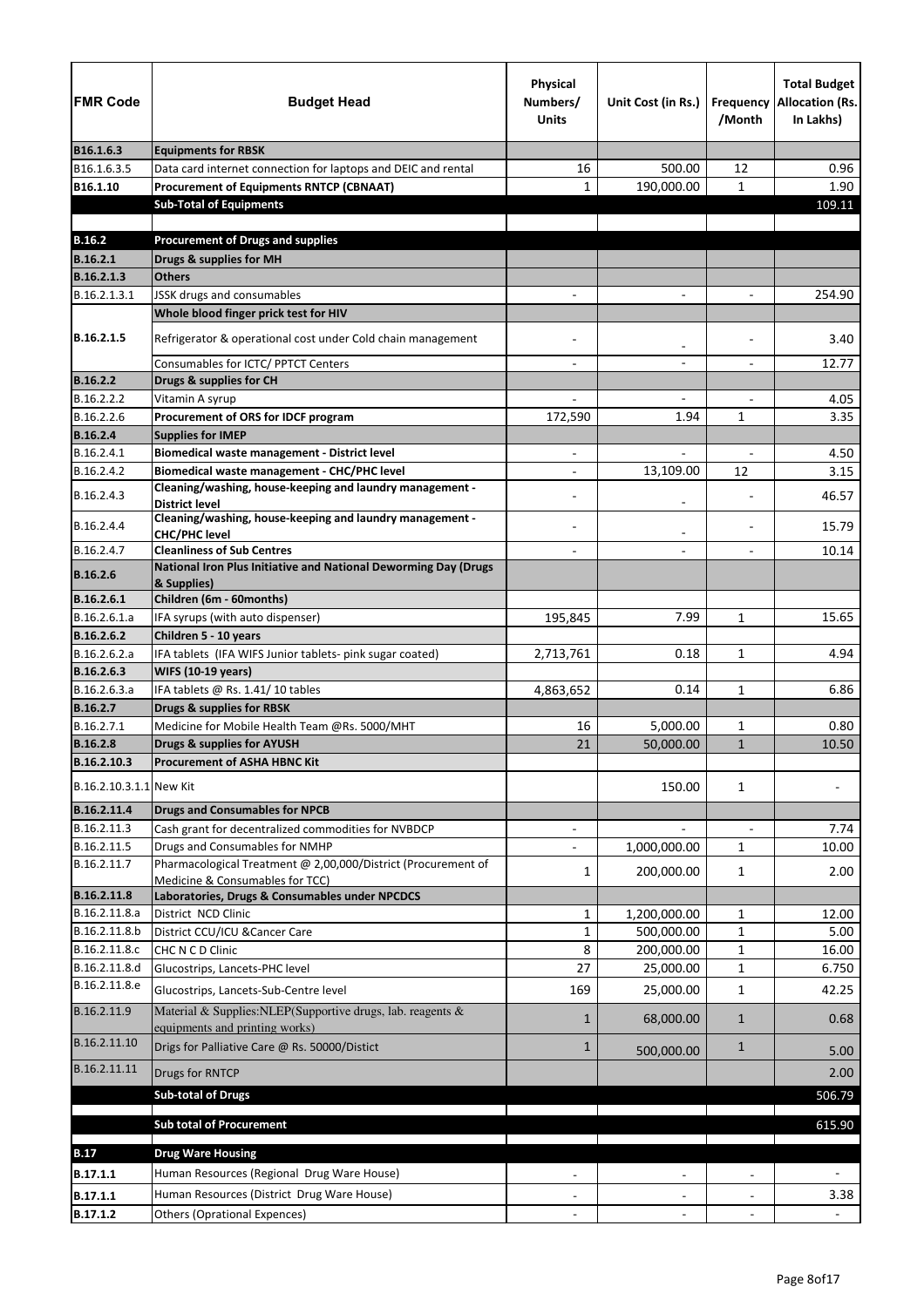| FMR Code | Budget Head | Physical Numbers/ Units | Unit Cost (in Rs.) | Frequency /Month | Total Budget Allocation (Rs. In Lakhs) |
|---|---|---|---|---|---|
| **B16.1.6.3** | **Equipments for RBSK** | | | | |
| B16.1.6.3.5 | Data card internet connection for laptops and DEIC and rental | 16 | 500.00 | 12 | 0.96 |
| **B16.1.10** | **Procurement of Equipments RNTCP (CBNAAT)** | 1 | 190,000.00 | 1 | 1.90 |
| | **Sub-Total of Equipments** | | | | 109.11 |
| | | | | | |
| **B.16.2** | **Procurement of Drugs and supplies** | | | | |
| **B.16.2.1** | **Drugs & supplies for MH** | | | | |
| **B.16.2.1.3** | **Others** | | | | |
| B.16.2.1.3.1 | JSSK drugs and consumables | - | - | - | 254.90 |
| **B.16.2.1.5** | **Whole blood finger prick test for HIV** | | | | |
| | Refrigerator & operational cost under Cold chain management | - | - | - | 3.40 |
| | Consumables for ICTC/ PPTCT Centers | - | - | - | 12.77 |
| **B.16.2.2** | **Drugs & supplies for CH** | | | | |
| B.16.2.2.2 | Vitamin A syrup | - | - | - | 4.05 |
| B.16.2.2.6 | **Procurement of ORS for IDCF program** | 172,590 | 1.94 | 1 | 3.35 |
| **B.16.2.4** | **Supplies for IMEP** | | | | |
| B.16.2.4.1 | **Biomedical waste management - District level** | - | - | - | 4.50 |
| B.16.2.4.2 | **Biomedical waste management - CHC/PHC level** | - | 13,109.00 | 12 | 3.15 |
| B.16.2.4.3 | **Cleaning/washing, house-keeping and laundry management - District level** | - | - | - | 46.57 |
| B.16.2.4.4 | **Cleaning/washing, house-keeping and laundry management - CHC/PHC level** | - | - | - | 15.79 |
| B.16.2.4.7 | **Cleanliness of Sub Centres** | - | - | - | 10.14 |
| **B.16.2.6** | **National Iron Plus Initiative and National Deworming Day (Drugs & Supplies)** | | | | |
| **B.16.2.6.1** | **Children (6m - 60months)** | | | | |
| B.16.2.6.1.a | IFA syrups (with auto dispenser) | 195,845 | 7.99 | 1 | 15.65 |
| **B.16.2.6.2** | **Children 5 - 10 years** | | | | |
| B.16.2.6.2.a | IFA tablets (IFA WIFS Junior tablets- pink sugar coated) | 2,713,761 | 0.18 | 1 | 4.94 |
| **B.16.2.6.3** | **WIFS (10-19 years)** | | | | |
| B.16.2.6.3.a | IFA tablets @ Rs. 1.41/ 10 tables | 4,863,652 | 0.14 | 1 | 6.86 |
| **B.16.2.7** | **Drugs & supplies for RBSK** | | | | |
| B.16.2.7.1 | Medicine for Mobile Health Team @Rs. 5000/MHT | 16 | 5,000.00 | 1 | 0.80 |
| **B.16.2.8** | **Drugs & supplies for AYUSH** | 21 | 50,000.00 | 1 | 10.50 |
| **B.16.2.10.3** | **Procurement of ASHA HBNC Kit** | | | | |
| B.16.2.10.3.1.1 | New Kit | | 150.00 | 1 | - |
| **B.16.2.11.4** | **Drugs and Consumables for NPCB** | | | | |
| B.16.2.11.3 | Cash grant for decentralized commodities for NVBDCP | - | - | - | 7.74 |
| B.16.2.11.5 | Drugs and Consumables for NMHP | - | 1,000,000.00 | 1 | 10.00 |
| B.16.2.11.7 | Pharmacological Treatment @ 2,00,000/District (Procurement of Medicine & Consumables for TCC) | 1 | 200,000.00 | 1 | 2.00 |
| **B.16.2.11.8** | **Laboratories, Drugs & Consumables under NPCDCS** | | | | |
| B.16.2.11.8.a | District NCD Clinic | 1 | 1,200,000.00 | 1 | 12.00 |
| B.16.2.11.8.b | District CCU/ICU &Cancer Care | 1 | 500,000.00 | 1 | 5.00 |
| B.16.2.11.8.c | CHC N C D Clinic | 8 | 200,000.00 | 1 | 16.00 |
| B.16.2.11.8.d | Glucostrips, Lancets-PHC level | 27 | 25,000.00 | 1 | 6.750 |
| B.16.2.11.8.e | Glucostrips, Lancets-Sub-Centre level | 169 | 25,000.00 | 1 | 42.25 |
| B.16.2.11.9 | Material & Supplies:NLEP(Supportive drugs, lab. reagents & equipments and printing works) | 1 | 68,000.00 | 1 | 0.68 |
| B.16.2.11.10 | Drigs for Palliative Care @ Rs. 50000/Distict | 1 | 500,000.00 | 1 | 5.00 |
| B.16.2.11.11 | Drugs for RNTCP | | | | 2.00 |
| | **Sub-total of Drugs** | | | | 506.79 |
| | | | | | |
| | **Sub total of Procurement** | | | | 615.90 |
| | | | | | |
| **B.17** | **Drug Ware Housing** | | | | |
| **B.17.1.1** | Human Resources (Regional Drug Ware House) | - | - | - | - |
| **B.17.1.1** | Human Resources (District Drug Ware House) | - | - | - | 3.38 |
| **B.17.1.2** | Others (Oprational Expences) | - | - | - | - |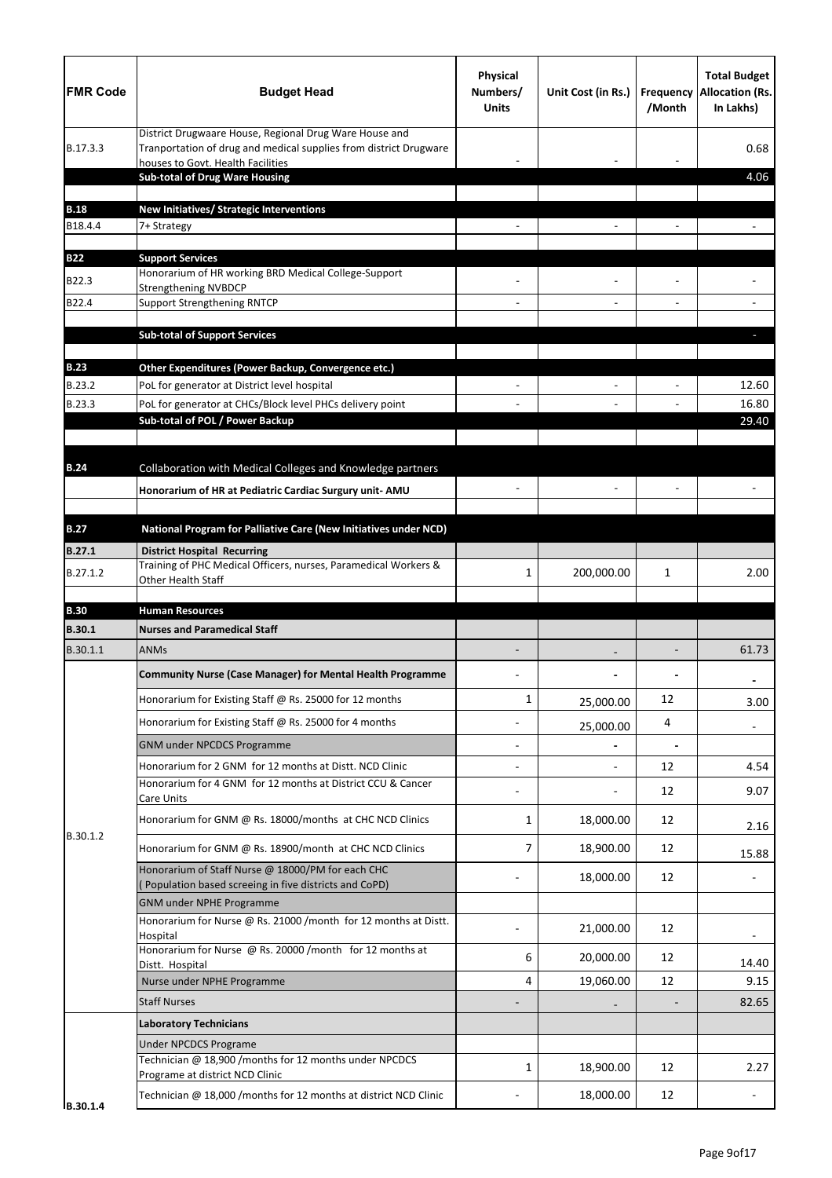| FMR Code | Budget Head | Physical Numbers/ Units | Unit Cost (in Rs.) | Frequency /Month | Total Budget Allocation (Rs. In Lakhs) |
|---|---|---|---|---|---|
| B.17.3.3 | District Drugwaare House, Regional Drug Ware House and Tranportation of drug and medical supplies from district Drugware houses to Govt. Health Facilities | - | - | - | 0.68 |
| | **Sub-total of Drug Ware Housing** | | | | 4.06 |
| | | | | | |
| **B.18** | **New Initiatives/ Strategic Interventions** | | | | |
| B18.4.4 | 7+ Strategy | - | - | - | - |
| | | | | | |
| **B22** | **Support Services** | | | | |
| B22.3 | Honorarium of HR working BRD Medical College-Support Strengthening NVBDCP | - | - | - | - |
| B22.4 | Support Strengthening RNTCP | - | - | - | - |
| | | | | | |
| | **Sub-total of Support Services** | | | | - |
| | | | | | |
| **B.23** | **Other Expenditures (Power Backup, Convergence etc.)** | | | | |
| B.23.2 | PoL for generator at District level hospital | - | - | - | 12.60 |
| B.23.3 | PoL for generator at CHCs/Block level PHCs delivery point | - | - | - | 16.80 |
| | **Sub-total of POL / Power Backup** | | | | 29.40 |
| | | | | | |
| **B.24** | Collaboration with Medical Colleges and Knowledge partners | | | | |
| | **Honorarium of HR at Pediatric Cardiac Surgury unit- AMU** | - | - | - | - |
| | | | | | |
| **B.27** | **National Program for Palliative Care (New Initiatives under NCD)** | | | | |
| **B.27.1** | **District Hospital Recurring** | | | | |
| B.27.1.2 | Training of PHC Medical Officers, nurses, Paramedical Workers & Other Health Staff | 1 | 200,000.00 | 1 | 2.00 |
| | | | | | |
| **B.30** | **Human Resources** | | | | |
| **B.30.1** | **Nurses and Paramedical Staff** | | | | |
| B.30.1.1 | ANMs | - | - | - | 61.73 |
| B.30.1.2 | **Community Nurse (Case Manager) for Mental Health Programme** | - | - | - | - |
| | Honorarium for Existing Staff @ Rs. 25000 for 12 months | 1 | 25,000.00 | 12 | 3.00 |
| | Honorarium for Existing Staff @ Rs. 25000 for 4 months | - | 25,000.00 | 4 | - |
| | GNM under NPCDCS Programme | - | - | - | |
| | Honorarium for 2 GNM for 12 months at Distt. NCD Clinic | - | - | 12 | 4.54 |
| | Honorarium for 4 GNM for 12 months at District CCU & Cancer Care Units | - | - | 12 | 9.07 |
| | Honorarium for GNM @ Rs. 18000/months at CHC NCD Clinics | 1 | 18,000.00 | 12 | 2.16 |
| | Honorarium for GNM @ Rs. 18900/month at CHC NCD Clinics | 7 | 18,900.00 | 12 | 15.88 |
| | Honorarium of Staff Nurse @ 18000/PM for each CHC ( Population based screeing in five districts and CoPD) | - | 18,000.00 | 12 | - |
| | GNM under NPHE Programme | | | | |
| | Honorarium for Nurse @ Rs. 21000 /month for 12 months at Distt. Hospital | - | 21,000.00 | 12 | - |
| | Honorarium for Nurse @ Rs. 20000 /month for 12 months at Distt. Hospital | 6 | 20,000.00 | 12 | 14.40 |
| | Nurse under NPHE Programme | 4 | 19,060.00 | 12 | 9.15 |
| | Staff Nurses | - | - | - | 82.65 |
| B.30.1.4 | **Laboratory Technicians** | | | | |
| | Under NPCDCS Programe | | | | |
| | Technician @ 18,900 /months for 12 months under NPCDCS Programe at district NCD Clinic | 1 | 18,900.00 | 12 | 2.27 |
| | Technician @ 18,000 /months for 12 months at district NCD Clinic | - | 18,000.00 | 12 | - |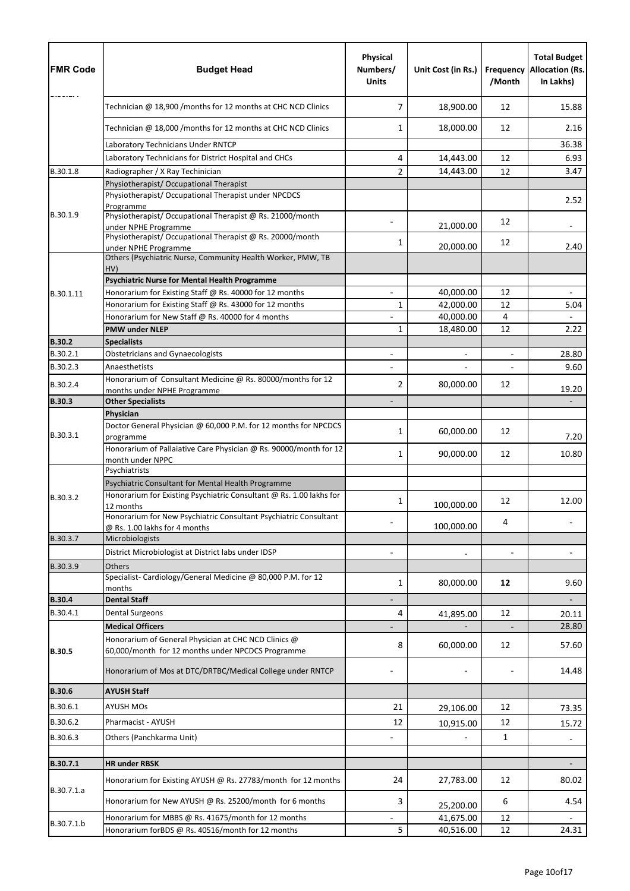| FMR Code | Budget Head | Physical Numbers/ Units | Unit Cost (in Rs.) | Frequency /Month | Total Budget Allocation (Rs. In Lakhs) |
|---|---|---|---|---|---|
| | Technician @ 18,900 /months for 12 months at CHC NCD Clinics | 7 | 18,900.00 | 12 | 15.88 |
| | Technician @ 18,000 /months for 12 months at CHC NCD Clinics | 1 | 18,000.00 | 12 | 2.16 |
| | Laboratory Technicians Under RNTCP | | | | 36.38 |
| | Laboratory Technicians for District Hospital and CHCs | 4 | 14,443.00 | 12 | 6.93 |
| B.30.1.8 | Radiographer / X Ray Techinician | 2 | 14,443.00 | 12 | 3.47 |
| B.30.1.9 | Physiotherapist/ Occupational Therapist | | | | |
| | Physiotherapist/ Occupational Therapist under NPCDCS Programme | | | | 2.52 |
| | Physiotherapist/ Occupational Therapist @ Rs. 21000/month under NPHE Programme | - | 21,000.00 | 12 | - |
| | Physiotherapist/ Occupational Therapist @ Rs. 20000/month under NPHE Programme | 1 | 20,000.00 | 12 | 2.40 |
| B.30.1.11 | Others (Psychiatric Nurse, Community Health Worker, PMW, TB HV) | | | | |
| | **Psychiatric Nurse for Mental Health Programme** | | | | |
| | Honorarium for Existing Staff @ Rs. 40000 for 12 months | - | 40,000.00 | 12 | - |
| | Honorarium for Existing Staff @ Rs. 43000 for 12 months | 1 | 42,000.00 | 12 | 5.04 |
| | Honorarium for New Staff @ Rs. 40000 for 4 months | - | 40,000.00 | 4 | - |
| | **PMW under NLEP** | 1 | 18,480.00 | 12 | 2.22 |
| **B.30.2** | **Specialists** | | | | |
| B.30.2.1 | Obstetricians and Gynaecologists | - | - | - | 28.80 |
| B.30.2.3 | Anaesthetists | - | - | - | 9.60 |
| B.30.2.4 | Honorarium of Consultant Medicine @ Rs. 80000/months for 12 months under NPHE Programme | 2 | 80,000.00 | 12 | 19.20 |
| **B.30.3** | **Other Specialists** | - | | | - |
| B.30.3.1 | **Physician** | | | | |
| | Doctor General Physician @ 60,000 P.M. for 12 months for NPCDCS programme | 1 | 60,000.00 | 12 | 7.20 |
| | Honorarium of Pallaiative Care Physician @ Rs. 90000/month for 12 month under NPPC | 1 | 90,000.00 | 12 | 10.80 |
| B.30.3.2 | Psychiatrists | | | | |
| | Psychiatric Consultant for Mental Health Programme | | | | |
| | Honorarium for Existing Psychiatric Consultant @ Rs. 1.00 lakhs for 12 months | 1 | 100,000.00 | 12 | 12.00 |
| | Honorarium for New Psychiatric Consultant Psychiatric Consultant @ Rs. 1.00 lakhs for 4 months | - | 100,000.00 | 4 | - |
| B.30.3.7 | Microbiologists | | | | |
| | District Microbiologist at District labs under IDSP | - | - | - | - |
| B.30.3.9 | Others | | | | |
| | Specialist- Cardiology/General Medicine @ 80,000 P.M. for 12 months | 1 | 80,000.00 | **12** | 9.60 |
| **B.30.4** | **Dental Staff** | - | | | - |
| B.30.4.1 | Dental Surgeons | 4 | 41,895.00 | 12 | 20.11 |
| **B.30.5** | **Medical Officers** | - | - | - | 28.80 |
| | Honorarium of General Physician at CHC NCD Clinics @ 60,000/month for 12 months under NPCDCS Programme | 8 | 60,000.00 | 12 | 57.60 |
| | Honorarium of Mos at DTC/DRTBC/Medical College under RNTCP | - | - | - | 14.48 |
| **B.30.6** | **AYUSH Staff** | | | | |
| B.30.6.1 | AYUSH MOs | 21 | 29,106.00 | 12 | 73.35 |
| B.30.6.2 | Pharmacist - AYUSH | 12 | 10,915.00 | 12 | 15.72 |
| B.30.6.3 | Others (Panchkarma Unit) | - | - | 1 | - |
| | | | | | |
| **B.30.7.1** | **HR under RBSK** | | | | - |
| B.30.7.1.a | Honorarium for Existing AYUSH @ Rs. 27783/month for 12 months | 24 | 27,783.00 | 12 | 80.02 |
| | Honorarium for New AYUSH @ Rs. 25200/month for 6 months | 3 | 25,200.00 | 6 | 4.54 |
| B.30.7.1.b | Honorarium for MBBS @ Rs. 41675/month for 12 months | - | 41,675.00 | 12 | - |
| | Honorarium forBDS @ Rs. 40516/month for 12 months | 5 | 40,516.00 | 12 | 24.31 |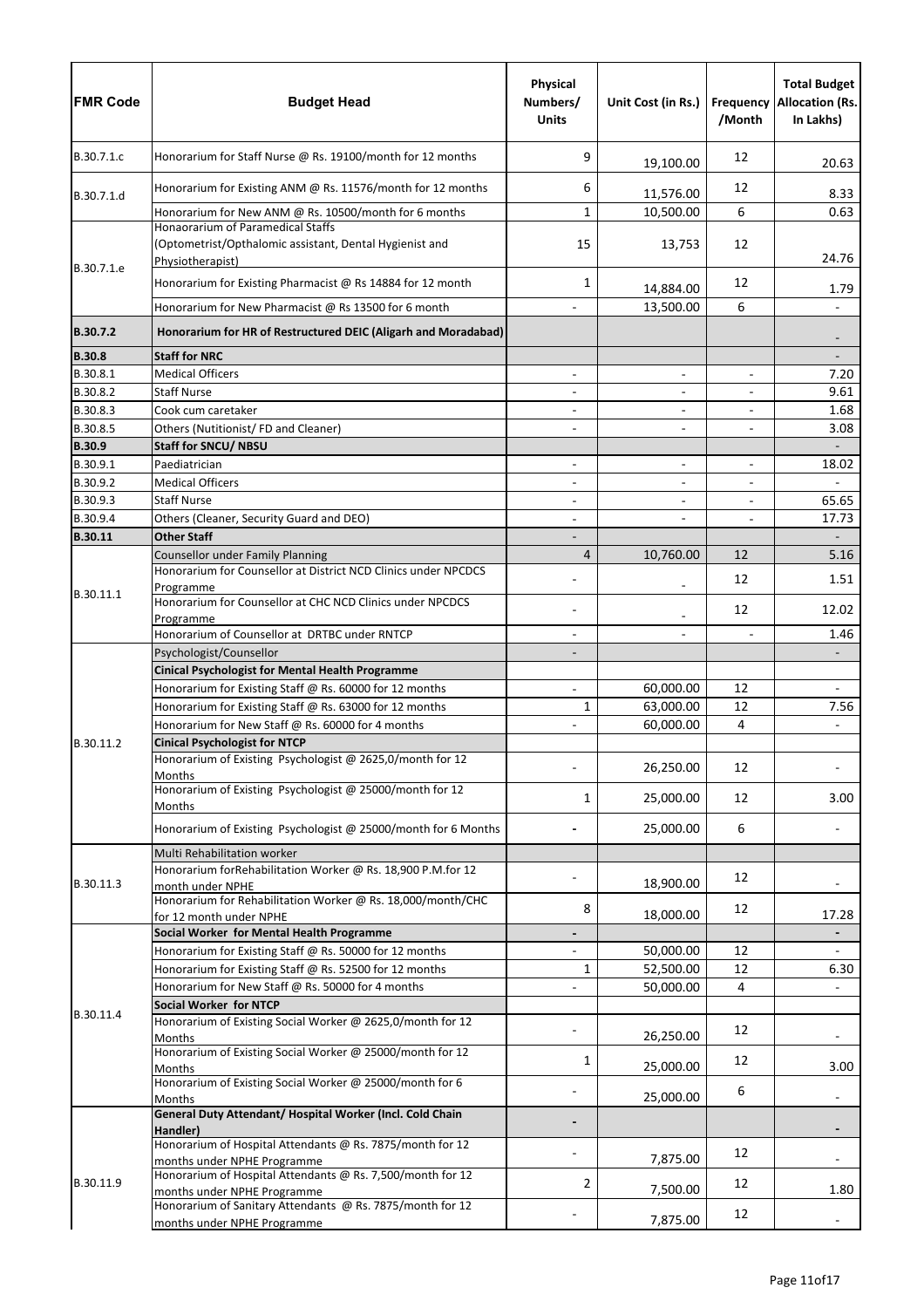| FMR Code | Budget Head | Physical Numbers/ Units | Unit Cost (in Rs.) | Frequency /Month | Total Budget Allocation (Rs. In Lakhs) |
|---|---|---|---|---|---|
| B.30.7.1.c | Honorarium for Staff Nurse @ Rs. 19100/month for 12 months | 9 | 19,100.00 | 12 | 20.63 |
| B.30.7.1.d | Honorarium for Existing ANM @ Rs. 11576/month for 12 months | 6 | 11,576.00 | 12 | 8.33 |
| | Honorarium for New ANM @ Rs. 10500/month for 6 months | 1 | 10,500.00 | 6 | 0.63 |
| B.30.7.1.e | Honaorarium of Paramedical Staffs (Optometrist/Opthalomic assistant, Dental Hygienist and Physiotherapist) | 15 | 13,753 | 12 | 24.76 |
| | Honorarium for Existing Pharmacist @ Rs 14884 for 12 month | 1 | 14,884.00 | 12 | 1.79 |
| | Honorarium for New Pharmacist @ Rs 13500 for 6 month | - | 13,500.00 | 6 | - |
| **B.30.7.2** | **Honorarium for HR of Restructured DEIC (Aligarh and Moradabad)** | | | | - |
| **B.30.8** | **Staff for NRC** | | | | - |
| B.30.8.1 | Medical Officers | - | - | - | 7.20 |
| B.30.8.2 | Staff Nurse | - | - | - | 9.61 |
| B.30.8.3 | Cook cum caretaker | - | - | - | 1.68 |
| B.30.8.5 | Others (Nutitionist/ FD and Cleaner) | - | - | - | 3.08 |
| **B.30.9** | **Staff for SNCU/ NBSU** | | | | - |
| B.30.9.1 | Paediatrician | - | - | - | 18.02 |
| B.30.9.2 | Medical Officers | - | - | - | - |
| B.30.9.3 | Staff Nurse | - | - | - | 65.65 |
| B.30.9.4 | Others (Cleaner, Security Guard and DEO) | - | - | - | 17.73 |
| **B.30.11** | **Other Staff** | - | | | - |
| B.30.11.1 | Counsellor under Family Planning | 4 | 10,760.00 | 12 | 5.16 |
| | Honorarium for Counsellor at District NCD Clinics under NPCDCS Programme | - | - | 12 | 1.51 |
| | Honorarium for Counsellor at CHC NCD Clinics under NPCDCS Programme | - | - | 12 | 12.02 |
| | Honorarium of Counsellor at DRTBC under RNTCP | - | - | - | 1.46 |
| B.30.11.2 | Psychologist/Counsellor | - | | | - |
| | **Cinical Psychologist for Mental Health Programme** | | | | |
| | Honorarium for Existing Staff @ Rs. 60000 for 12 months | - | 60,000.00 | 12 | - |
| | Honorarium for Existing Staff @ Rs. 63000 for 12 months | 1 | 63,000.00 | 12 | 7.56 |
| | Honorarium for New Staff @ Rs. 60000 for 4 months | - | 60,000.00 | 4 | - |
| | **Cinical Psychologist for NTCP** | | | | |
| | Honorarium of Existing Psychologist @ 2625,0/month for 12 Months | - | 26,250.00 | 12 | - |
| | Honorarium of Existing Psychologist @ 25000/month for 12 Months | 1 | 25,000.00 | 12 | 3.00 |
| | Honorarium of Existing Psychologist @ 25000/month for 6 Months | - | 25,000.00 | 6 | - |
| B.30.11.3 | Multi Rehabilitation worker | | | | |
| | Honorarium forRehabilitation Worker @ Rs. 18,900 P.M.for 12 month under NPHE | - | 18,900.00 | 12 | - |
| | Honorarium for Rehabilitation Worker @ Rs. 18,000/month/CHC for 12 month under NPHE | 8 | 18,000.00 | 12 | 17.28 |
| B.30.11.4 | **Social Worker for Mental Health Programme** | - | | | - |
| | Honorarium for Existing Staff @ Rs. 50000 for 12 months | - | 50,000.00 | 12 | - |
| | Honorarium for Existing Staff @ Rs. 52500 for 12 months | 1 | 52,500.00 | 12 | 6.30 |
| | Honorarium for New Staff @ Rs. 50000 for 4 months | - | 50,000.00 | 4 | - |
| | **Social Worker for NTCP** | | | | |
| | Honorarium of Existing Social Worker @ 2625,0/month for 12 Months | - | 26,250.00 | 12 | - |
| | Honorarium of Existing Social Worker @ 25000/month for 12 Months | 1 | 25,000.00 | 12 | 3.00 |
| | Honorarium of Existing Social Worker @ 25000/month for 6 Months | - | 25,000.00 | 6 | - |
| B.30.11.9 | **General Duty Attendant/ Hospital Worker (Incl. Cold Chain Handler)** | - | | | - |
| | Honorarium of Hospital Attendants @ Rs. 7875/month for 12 months under NPHE Programme | - | 7,875.00 | 12 | - |
| | Honorarium of Hospital Attendants @ Rs. 7,500/month for 12 months under NPHE Programme | 2 | 7,500.00 | 12 | 1.80 |
| | Honorarium of Sanitary Attendants @ Rs. 7875/month for 12 months under NPHE Programme | - | 7,875.00 | 12 | - |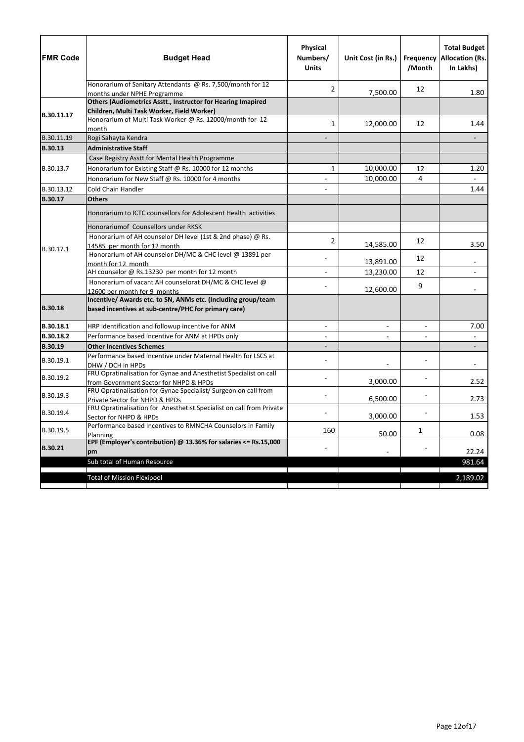| FMR Code | Budget Head | Physical Numbers/ Units | Unit Cost (in Rs.) | Frequency /Month | Total Budget Allocation (Rs. In Lakhs) |
|---|---|---|---|---|---|
| | Honorarium of Sanitary Attendants @ Rs. 7,500/month for 12 months under NPHE Programme | 2 | 7,500.00 | 12 | 1.80 |
| B.30.11.17 | **Others (Audiometrics Asstt., Instructor for Hearing Imapired Children, Multi Task Worker, Field Worker)** | | | | |
| | Honorarium of Multi Task Worker @ Rs. 12000/month for 12 month | 1 | 12,000.00 | 12 | 1.44 |
| B.30.11.19 | Rogi Sahayta Kendra | - | | | - |
| **B.30.13** | **Administrative Staff** | | | | |
| B.30.13.7 | Case Registry Asstt for Mental Health Programme | | | | |
| | Honorarium for Existing Staff @ Rs. 10000 for 12 months | 1 | 10,000.00 | 12 | 1.20 |
| | Honorarium for New Staff @ Rs. 10000 for 4 months | - | 10,000.00 | 4 | - |
| B.30.13.12 | Cold Chain Handler | - | | | 1.44 |
| **B.30.17** | **Others** | | | | |
| B.30.17.1 | Honorarium to ICTC counsellors for Adolescent Health activities | | | | |
| | Honorariumof Counsellors under RKSK | | | | |
| | Honorarium of AH counselor DH level (1st & 2nd phase) @ Rs. 14585 per month for 12 month | 2 | 14,585.00 | 12 | 3.50 |
| | Honorarium of AH counselor DH/MC & CHC level @ 13891 per month for 12 month | - | 13,891.00 | 12 | - |
| | AH counselor @ Rs.13230 per month for 12 month | - | 13,230.00 | 12 | - |
| | Honorarium of vacant AH counselorat DH/MC & CHC level @ 12600 per month for 9 months | - | 12,600.00 | 9 | - |
| **B.30.18** | **Incentive/ Awards etc. to SN, ANMs etc. (Including group/team based incentives at sub-centre/PHC for primary care)** | | | | |
| **B.30.18.1** | HRP identification and followup incentive for ANM | - | - | - | 7.00 |
| **B.30.18.2** | Performance based incentive for ANM at HPDs only | - | - | - | - |
| **B.30.19** | **Other Incentives Schemes** | - | | | - |
| B.30.19.1 | Performance based incentive under Maternal Health for LSCS at DHW / DCH in HPDs | - | - | - | - |
| B.30.19.2 | FRU Opratinalisation for Gynae and Anesthetist Specialist on call from Government Sector for NHPD & HPDs | - | 3,000.00 | - | 2.52 |
| B.30.19.3 | FRU Opratinalisation for Gynae Specialist/ Surgeon on call from Private Sector for NHPD & HPDs | - | 6,500.00 | - | 2.73 |
| B.30.19.4 | FRU Opratinalisation for Anesthetist Specialist on call from Private Sector for NHPD & HPDs | - | 3,000.00 | - | 1.53 |
| B.30.19.5 | Performance based Incentives to RMNCHA Counselors in Family Planning | 160 | 50.00 | 1 | 0.08 |
| **B.30.21** | **EPF (Employer's contribution) @ 13.36% for salaries <= Rs.15,000 pm** | - | - | - | 22.24 |
| | Sub total of Human Resource | | | | 981.64 |
| | Total of Mission Flexipool | | | | 2,189.02 |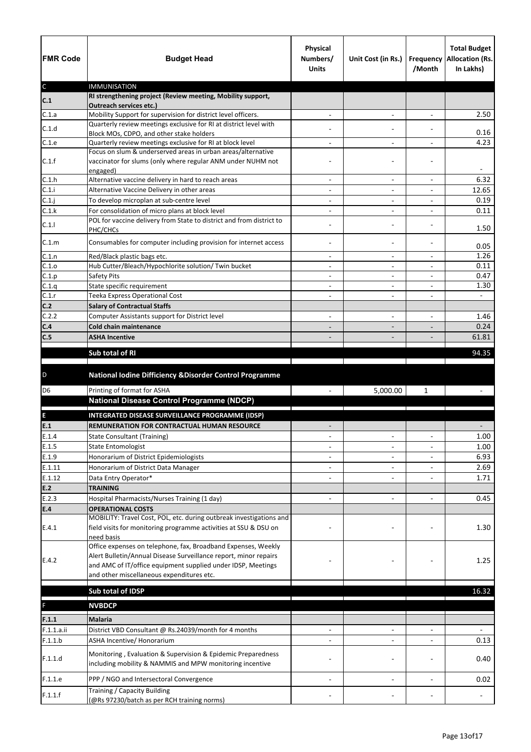| FMR Code | Budget Head | Physical Numbers/ Units | Unit Cost (in Rs.) | Frequency /Month | Total Budget Allocation (Rs. In Lakhs) |
|---|---|---|---|---|---|
| C | IMMUNISATION | | | | |
| **C.1** | **RI strengthening project (Review meeting, Mobility support, Outreach services etc.)** | | | | |
| C.1.a | Mobility Support for supervision for district level officers. | - | - | - | 2.50 |
| C.1.d | Quarterly review meetings exclusive for RI at district level with Block MOs, CDPO, and other stake holders | - | - | - | 0.16 |
| C.1.e | Quarterly review meetings exclusive for RI at block level | - | - | - | 4.23 |
| C.1.f | Focus on slum & underserved areas in urban areas/alternative vaccinator for slums (only where regular ANM under NUHM not engaged) | - | - | - | - |
| C.1.h | Alternative vaccine delivery in hard to reach areas | - | - | - | 6.32 |
| C.1.i | Alternative Vaccine Delivery in other areas | - | - | - | 12.65 |
| C.1.j | To develop microplan at sub-centre level | - | - | - | 0.19 |
| C.1.k | For consolidation of micro plans at block level | - | - | - | 0.11 |
| C.1.l | POL for vaccine delivery from State to district and from district to PHC/CHCs | - | - | - | 1.50 |
| C.1.m | Consumables for computer including provision for internet access | - | - | - | 0.05 |
| C.1.n | Red/Black plastic bags etc. | - | - | - | 1.26 |
| C.1.o | Hub Cutter/Bleach/Hypochlorite solution/ Twin bucket | - | - | - | 0.11 |
| C.1.p | Safety Pits | - | - | - | 0.47 |
| C.1.q | State specific requirement | - | - | - | 1.30 |
| C.1.r | Teeka Express Operational Cost | - | - | - | - |
| **C.2** | **Salary of Contractual Staffs** | | | | |
| C.2.2 | Computer Assistants support for District level | - | - | - | 1.46 |
| **C.4** | **Cold chain maintenance** | - | - | - | 0.24 |
| **C.5** | **ASHA Incentive** | - | - | - | 61.81 |
| | **Sub total of RI** | | | | 94.35 |
| D | **National Iodine Difficiency &Disorder Control Programme** | | | | |
| D6 | Printing of format for ASHA | - | 5,000.00 | 1 | - |
| | **National Disease Control Programme (NDCP)** | | | | |
| **E** | **INTEGRATED DISEASE SURVEILLANCE PROGRAMME (IDSP)** | | | | |
| **E.1** | **REMUNERATION FOR CONTRACTUAL HUMAN RESOURCE** | - | | | - |
| E.1.4 | State Consultant (Training) | - | - | - | 1.00 |
| E.1.5 | State Entomologist | - | - | - | 1.00 |
| E.1.9 | Honorarium of District Epidemiologists | - | - | - | 6.93 |
| E.1.11 | Honorarium of District Data Manager | - | - | - | 2.69 |
| E.1.12 | Data Entry Operator* | - | - | - | 1.71 |
| **E.2** | **TRAINING** | | | | |
| E.2.3 | Hospital Pharmacists/Nurses Training (1 day) | - | - | - | 0.45 |
| **E.4** | **OPERATIONAL COSTS** | | | | |
| E.4.1 | MOBILITY: Travel Cost, POL, etc. during outbreak investigations and field visits for monitoring programme activities at SSU & DSU on need basis | - | - | - | 1.30 |
| E.4.2 | Office expenses on telephone, fax, Broadband Expenses, Weekly Alert Bulletin/Annual Disease Surveillance report, minor repairs and AMC of IT/office equipment supplied under IDSP, Meetings and other miscellaneous expenditures etc. | - | - | - | 1.25 |
| | **Sub total of IDSP** | | | | 16.32 |
| F | **NVBDCP** | | | | |
| **F.1.1** | **Malaria** | | | | |
| F.1.1.a.ii | District VBD Consultant @ Rs.24039/month for 4 months | - | - | - | - |
| F.1.1.b | ASHA Incentive/ Honorarium | - | - | - | 0.13 |
| F.1.1.d | Monitoring , Evaluation & Supervision & Epidemic Preparedness including mobility & NAMMIS and MPW monitoring incentive | - | - | - | 0.40 |
| F.1.1.e | PPP / NGO and Intersectoral Convergence | - | - | - | 0.02 |
| F.1.1.f | Training / Capacity Building (@Rs 97230/batch as per RCH training norms) | - | - | - | - |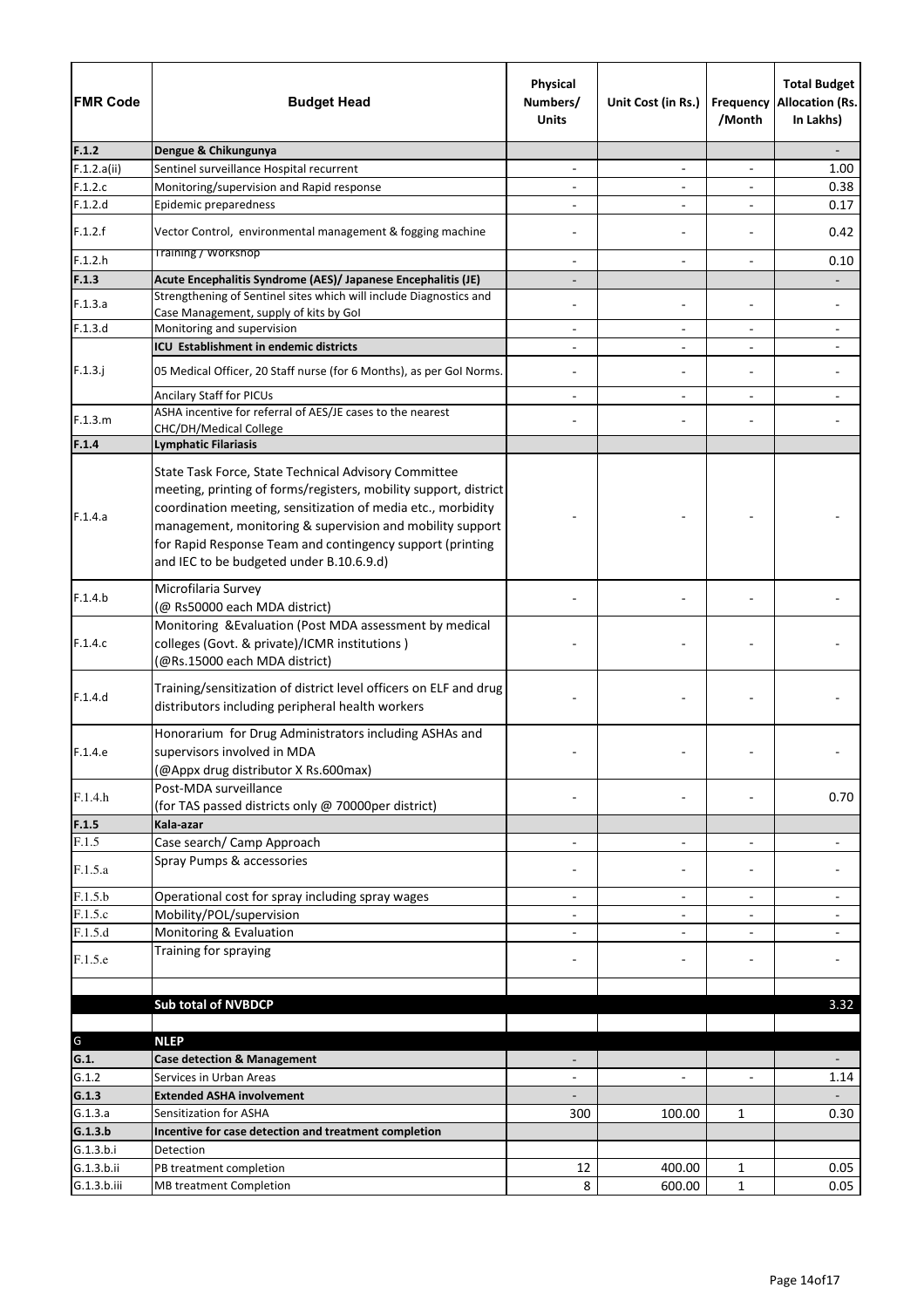| FMR Code | Budget Head | Physical Numbers/ Units | Unit Cost (in Rs.) | Frequency /Month | Total Budget Allocation (Rs. In Lakhs) |
|---|---|---|---|---|---|
| **F.1.2** | **Dengue & Chikungunya** | | | | - |
| F.1.2.a(ii) | Sentinel surveillance Hospital recurrent | - | - | - | 1.00 |
| F.1.2.c | Monitoring/supervision and Rapid response | - | - | - | 0.38 |
| F.1.2.d | Epidemic preparedness | - | - | - | 0.17 |
| F.1.2.f | Vector Control, environmental management & fogging machine | - | - | - | 0.42 |
| F.1.2.h | Training / Workshop | - | - | - | 0.10 |
| **F.1.3** | **Acute Encephalitis Syndrome (AES)/ Japanese Encephalitis (JE)** | - | | | - |
| F.1.3.a | Strengthening of Sentinel sites which will include Diagnostics and Case Management, supply of kits by GoI | - | - | - | - |
| F.1.3.d | Monitoring and supervision | - | - | - | - |
| | **ICU Establishment in endemic districts** | - | - | - | - |
| F.1.3.j | 05 Medical Officer, 20 Staff nurse (for 6 Months), as per GoI Norms. | - | - | - | - |
| | Ancilary Staff for PICUs | - | - | - | - |
| F.1.3.m | ASHA incentive for referral of AES/JE cases to the nearest CHC/DH/Medical College | - | - | - | - |
| **F.1.4** | **Lymphatic Filariasis** | | | | |
| F.1.4.a | State Task Force, State Technical Advisory Committee meeting, printing of forms/registers, mobility support, district coordination meeting, sensitization of media etc., morbidity management, monitoring & supervision and mobility support for Rapid Response Team and contingency support (printing and IEC to be budgeted under B.10.6.9.d) | - | - | - | - |
| F.1.4.b | Microfilaria Survey (@ Rs50000 each MDA district) | - | - | - | - |
| F.1.4.c | Monitoring &Evaluation (Post MDA assessment by medical colleges (Govt. & private)/ICMR institutions ) (@Rs.15000 each MDA district) | - | - | - | - |
| F.1.4.d | Training/sensitization of district level officers on ELF and drug distributors including peripheral health workers | - | - | - | - |
| F.1.4.e | Honorarium for Drug Administrators including ASHAs and supervisors involved in MDA (@Appx drug distributor X Rs.600max) | - | - | - | - |
| F.1.4.h | Post-MDA surveillance (for TAS passed districts only @ 70000per district) | - | - | - | 0.70 |
| **F.1.5** | **Kala-azar** | | | | |
| F.1.5 | Case search/ Camp Approach | - | - | - | - |
| F.1.5.a | Spray Pumps & accessories | - | - | - | - |
| F.1.5.b | Operational cost for spray including spray wages | - | - | - | - |
| F.1.5.c | Mobility/POL/supervision | - | - | - | - |
| F.1.5.d | Monitoring & Evaluation | - | - | - | - |
| F.1.5.e | Training for spraying | - | - | - | - |
| | | | | | |
| | **Sub total of NVBDCP** | | | | 3.32 |
| | | | | | |
| G | **NLEP** | | | | |
| **G.1.** | **Case detection & Management** | - | | | - |
| G.1.2 | Services in Urban Areas | - | - | - | 1.14 |
| **G.1.3** | **Extended ASHA involvement** | - | | | - |
| G.1.3.a | Sensitization for ASHA | 300 | 100.00 | 1 | 0.30 |
| **G.1.3.b** | **Incentive for case detection and treatment completion** | | | | |
| G.1.3.b.i | Detection | | | | |
| G.1.3.b.ii | PB treatment completion | 12 | 400.00 | 1 | 0.05 |
| G.1.3.b.iii | MB treatment Completion | 8 | 600.00 | 1 | 0.05 |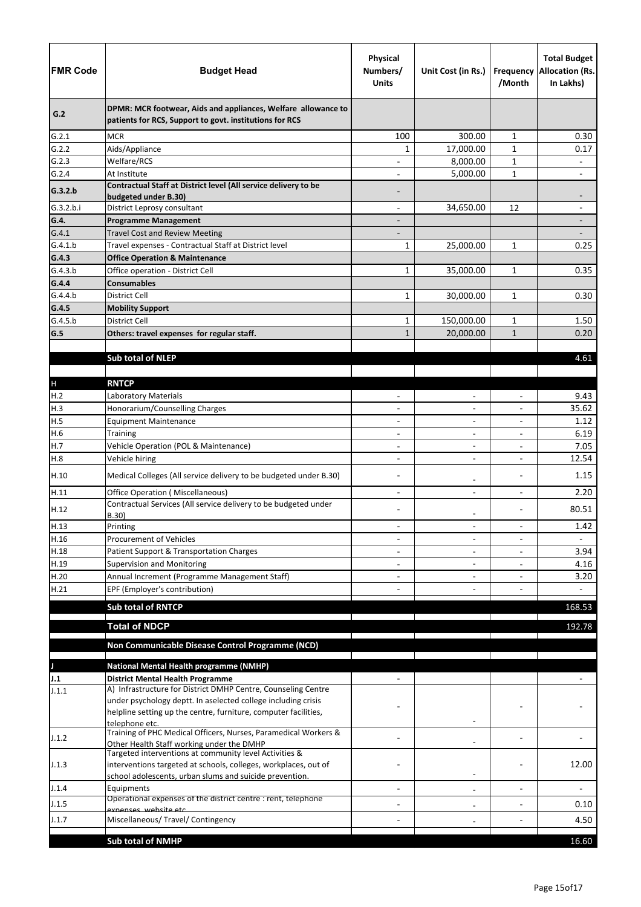| FMR Code | Budget Head | Physical Numbers/ Units | Unit Cost (in Rs.) | Frequency /Month | Total Budget Allocation (Rs. In Lakhs) |
|---|---|---|---|---|---|
| **G.2** | **DPMR: MCR footwear, Aids and appliances, Welfare allowance to patients for RCS, Support to govt. institutions for RCS** | | | | |
| G.2.1 | MCR | 100 | 300.00 | 1 | 0.30 |
| G.2.2 | Aids/Appliance | 1 | 17,000.00 | 1 | 0.17 |
| G.2.3 | Welfare/RCS | - | 8,000.00 | 1 | - |
| G.2.4 | At Institute | - | 5,000.00 | 1 | - |
| **G.3.2.b** | **Contractual Staff at District level (All service delivery to be budgeted under B.30)** | - | | | - |
| G.3.2.b.i | District Leprosy consultant | - | 34,650.00 | 12 | - |
| **G.4.** | **Programme Management** | - | | | - |
| G.4.1 | Travel Cost and Review Meeting | - | | | - |
| G.4.1.b | Travel expenses - Contractual Staff at District level | 1 | 25,000.00 | 1 | 0.25 |
| **G.4.3** | **Office Operation & Maintenance** | | | | |
| G.4.3.b | Office operation - District Cell | 1 | 35,000.00 | 1 | 0.35 |
| **G.4.4** | **Consumables** | | | | |
| G.4.4.b | District Cell | 1 | 30,000.00 | 1 | 0.30 |
| **G.4.5** | **Mobility Support** | | | | |
| G.4.5.b | District Cell | 1 | 150,000.00 | 1 | 1.50 |
| **G.5** | **Others: travel expenses for regular staff.** | 1 | 20,000.00 | 1 | 0.20 |
| | | | | | |
| | **Sub total of NLEP** | | | | 4.61 |
| | | | | | |
| H | **RNTCP** | | | | |
| H.2 | Laboratory Materials | - | - | - | 9.43 |
| H.3 | Honorarium/Counselling Charges | - | - | - | 35.62 |
| H.5 | Equipment Maintenance | - | - | - | 1.12 |
| H.6 | Training | - | - | - | 6.19 |
| H.7 | Vehicle Operation (POL & Maintenance) | - | - | - | 7.05 |
| H.8 | Vehicle hiring | - | - | - | 12.54 |
| H.10 | Medical Colleges (All service delivery to be budgeted under B.30) | - | - | - | 1.15 |
| H.11 | Office Operation ( Miscellaneous) | - | - | - | 2.20 |
| H.12 | Contractual Services (All service delivery to be budgeted under B.30) | - | - | - | 80.51 |
| H.13 | Printing | - | - | - | 1.42 |
| H.16 | Procurement of Vehicles | - | - | - | - |
| H.18 | Patient Support & Transportation Charges | - | - | - | 3.94 |
| H.19 | Supervision and Monitoring | - | - | - | 4.16 |
| H.20 | Annual Increment (Programme Management Staff) | - | - | - | 3.20 |
| H.21 | EPF (Employer's contribution) | - | - | - | - |
| | **Sub total of RNTCP** | | | | 168.53 |
| | **Total of NDCP** | | | | 192.78 |
| | **Non Communicable Disease Control Programme (NCD)** | | | | |
| J | **National Mental Health programme (NMHP)** | | | | |
| **J.1** | **District Mental Health Programme** | - | | | - |
| J.1.1 | A) Infrastructure for District DMHP Centre, Counseling Centre under psychology deptt. In aselected college including crisis helpline setting up the centre, furniture, computer facilities, telephone etc. | - | - | - | - |
| J.1.2 | Training of PHC Medical Officers, Nurses, Paramedical Workers & Other Health Staff working under the DMHP | - | - | - | - |
| J.1.3 | Targeted interventions at community level Activities & interventions targeted at schools, colleges, workplaces, out of school adolescents, urban slums and suicide prevention. | - | - | - | 12.00 |
| J.1.4 | Equipments | - | - | - | - |
| J.1.5 | Operational expenses of the district centre : rent, telephone expenses, website etc. | - | - | - | 0.10 |
| J.1.7 | Miscellaneous/ Travel/ Contingency | - | - | - | 4.50 |
| | **Sub total of NMHP** | | | | 16.60 |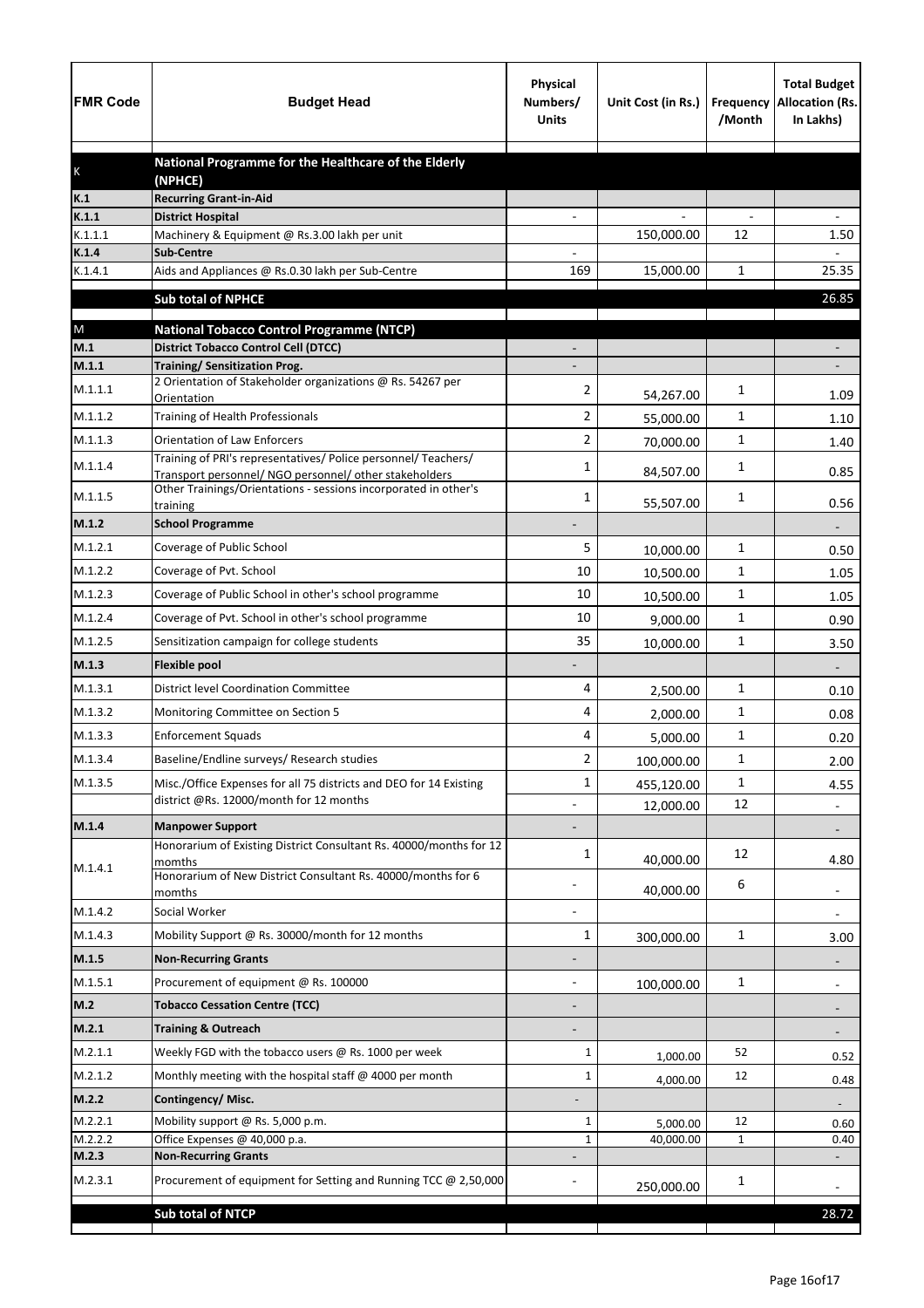| FMR Code | Budget Head | Physical Numbers/ Units | Unit Cost (in Rs.) | Frequency /Month | Total Budget Allocation (Rs. In Lakhs) |
|---|---|---|---|---|---|
| K | **National Programme for the Healthcare of the Elderly (NPHCE)** | | | | |
| **K.1** | **Recurring Grant-in-Aid** | | | | |
| **K.1.1** | **District Hospital** | - | - | - | - |
| K.1.1.1 | Machinery & Equipment @ Rs.3.00 lakh per unit | | 150,000.00 | 12 | 1.50 |
| **K.1.4** | **Sub-Centre** | - | | | - |
| K.1.4.1 | Aids and Appliances @ Rs.0.30 lakh per Sub-Centre | 169 | 15,000.00 | 1 | 25.35 |
| | **Sub total of NPHCE** | | | | 26.85 |
| M | **National Tobacco Control Programme (NTCP)** | | | | |
| **M.1** | **District Tobacco Control Cell (DTCC)** | - | | | - |
| **M.1.1** | **Training/ Sensitization Prog.** | - | | | - |
| M.1.1.1 | 2 Orientation of Stakeholder organizations @ Rs. 54267 per Orientation | 2 | 54,267.00 | 1 | 1.09 |
| M.1.1.2 | Training of Health Professionals | 2 | 55,000.00 | 1 | 1.10 |
| M.1.1.3 | Orientation of Law Enforcers | 2 | 70,000.00 | 1 | 1.40 |
| M.1.1.4 | Training of PRI's representatives/ Police personnel/ Teachers/ Transport personnel/ NGO personnel/ other stakeholders | 1 | 84,507.00 | 1 | 0.85 |
| M.1.1.5 | Other Trainings/Orientations - sessions incorporated in other's training | 1 | 55,507.00 | 1 | 0.56 |
| **M.1.2** | **School Programme** | - | | | - |
| M.1.2.1 | Coverage of Public School | 5 | 10,000.00 | 1 | 0.50 |
| M.1.2.2 | Coverage of Pvt. School | 10 | 10,500.00 | 1 | 1.05 |
| M.1.2.3 | Coverage of Public School in other's school programme | 10 | 10,500.00 | 1 | 1.05 |
| M.1.2.4 | Coverage of Pvt. School in other's school programme | 10 | 9,000.00 | 1 | 0.90 |
| M.1.2.5 | Sensitization campaign for college students | 35 | 10,000.00 | 1 | 3.50 |
| **M.1.3** | **Flexible pool** | - | | | - |
| M.1.3.1 | District level Coordination Committee | 4 | 2,500.00 | 1 | 0.10 |
| M.1.3.2 | Monitoring Committee on Section 5 | 4 | 2,000.00 | 1 | 0.08 |
| M.1.3.3 | Enforcement Squads | 4 | 5,000.00 | 1 | 0.20 |
| M.1.3.4 | Baseline/Endline surveys/ Research studies | 2 | 100,000.00 | 1 | 2.00 |
| M.1.3.5 | Misc./Office Expenses for all 75 districts and DEO for 14 Existing district @Rs. 12000/month for 12 months | 1 | 455,120.00 | 1 | 4.55 |
| | | - | 12,000.00 | 12 | - |
| **M.1.4** | **Manpower Support** | - | | | - |
| M.1.4.1 | Honorarium of Existing District Consultant Rs. 40000/months for 12 momths | 1 | 40,000.00 | 12 | 4.80 |
| | Honorarium of New District Consultant Rs. 40000/months for 6 momths | - | 40,000.00 | 6 | - |
| M.1.4.2 | Social Worker | - | | | - |
| M.1.4.3 | Mobility Support @ Rs. 30000/month for 12 months | 1 | 300,000.00 | 1 | 3.00 |
| **M.1.5** | **Non-Recurring Grants** | - | | | - |
| M.1.5.1 | Procurement of equipment @ Rs. 100000 | - | 100,000.00 | 1 | - |
| **M.2** | **Tobacco Cessation Centre (TCC)** | - | | | - |
| **M.2.1** | **Training & Outreach** | - | | | - |
| M.2.1.1 | Weekly FGD with the tobacco users @ Rs. 1000 per week | 1 | 1,000.00 | 52 | 0.52 |
| M.2.1.2 | Monthly meeting with the hospital staff @ 4000 per month | 1 | 4,000.00 | 12 | 0.48 |
| **M.2.2** | **Contingency/ Misc.** | - | | | - |
| M.2.2.1 | Mobility support @ Rs. 5,000 p.m. | 1 | 5,000.00 | 12 | 0.60 |
| M.2.2.2 | Office Expenses @ 40,000 p.a. | 1 | 40,000.00 | 1 | 0.40 |
| **M.2.3** | **Non-Recurring Grants** | - | | | - |
| M.2.3.1 | Procurement of equipment for Setting and Running TCC @ 2,50,000 | - | 250,000.00 | 1 | - |
| | **Sub total of NTCP** | | | | 28.72 |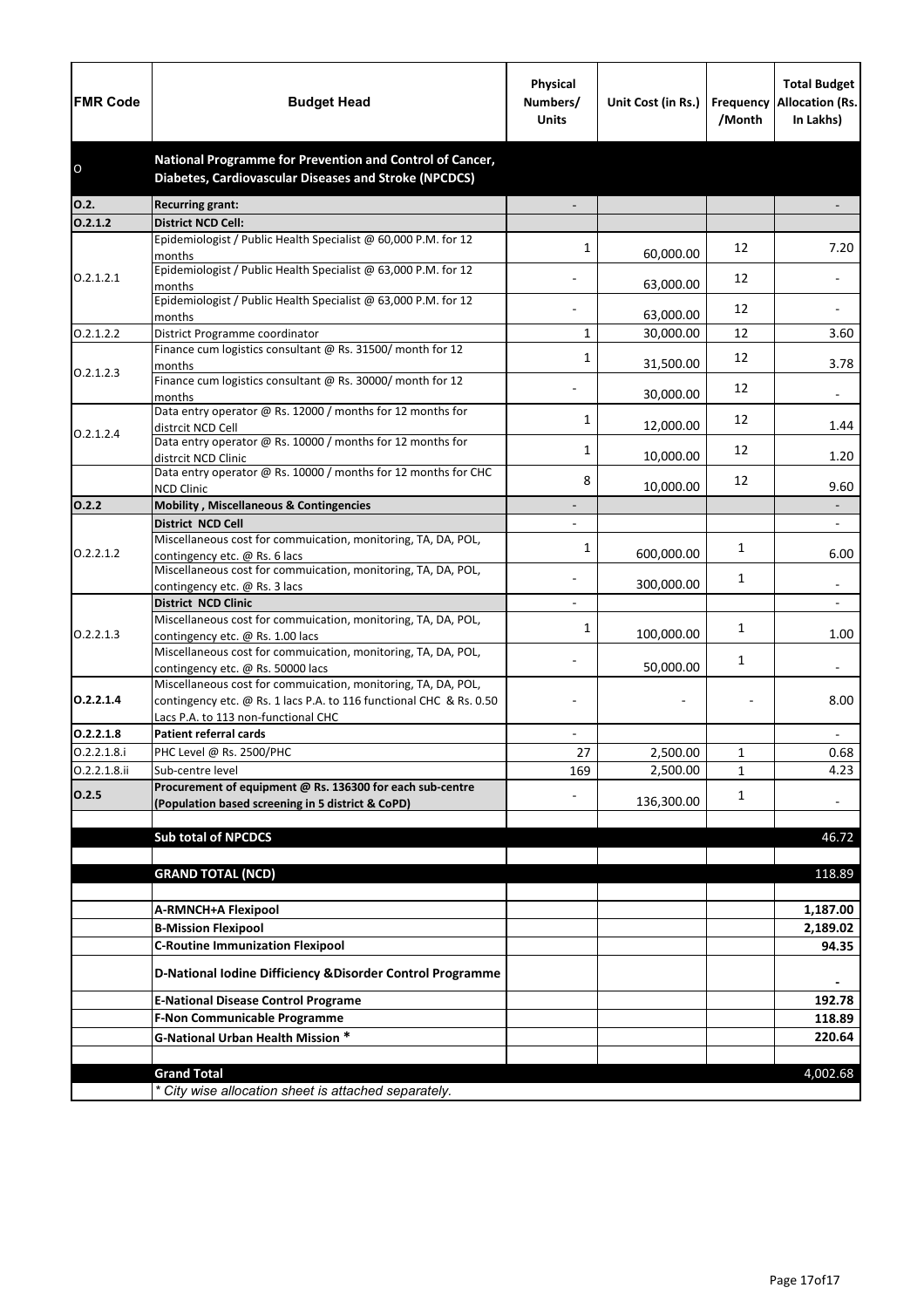| FMR Code | Budget Head | Physical Numbers/ Units | Unit Cost (in Rs.) | Frequency /Month | Total Budget Allocation (Rs. In Lakhs) |
|---|---|---|---|---|---|
| O | **National Programme for Prevention and Control of Cancer, Diabetes, Cardiovascular Diseases and Stroke (NPCDCS)** | | | | |
| **O.2.** | **Recurring grant:** | - | | | - |
| **O.2.1.2** | **District NCD Cell:** | | | | |
| O.2.1.2.1 | Epidemiologist / Public Health Specialist @ 60,000 P.M. for 12 months | 1 | 60,000.00 | 12 | 7.20 |
| | Epidemiologist / Public Health Specialist @ 63,000 P.M. for 12 months | - | 63,000.00 | 12 | - |
| | Epidemiologist / Public Health Specialist @ 63,000 P.M. for 12 months | - | 63,000.00 | 12 | - |
| O.2.1.2.2 | District Programme coordinator | 1 | 30,000.00 | 12 | 3.60 |
| O.2.1.2.3 | Finance cum logistics consultant @ Rs. 31500/ month for 12 months | 1 | 31,500.00 | 12 | 3.78 |
| | Finance cum logistics consultant @ Rs. 30000/ month for 12 months | - | 30,000.00 | 12 | - |
| O.2.1.2.4 | Data entry operator @ Rs. 12000 / months for 12 months for distrcit NCD Cell | 1 | 12,000.00 | 12 | 1.44 |
| | Data entry operator @ Rs. 10000 / months for 12 months for distrcit NCD Clinic | 1 | 10,000.00 | 12 | 1.20 |
| | Data entry operator @ Rs. 10000 / months for 12 months for CHC NCD Clinic | 8 | 10,000.00 | 12 | 9.60 |
| **O.2.2** | **Mobility , Miscellaneous & Contingencies** | - | | | - |
| | **District NCD Cell** | - | | | - |
| O.2.2.1.2 | Miscellaneous cost for commuication, monitoring, TA, DA, POL, contingency etc. @ Rs. 6 lacs | 1 | 600,000.00 | 1 | 6.00 |
| | Miscellaneous cost for commuication, monitoring, TA, DA, POL, contingency etc. @ Rs. 3 lacs | - | 300,000.00 | 1 | - |
| | **District NCD Clinic** | - | | | - |
| O.2.2.1.3 | Miscellaneous cost for commuication, monitoring, TA, DA, POL, contingency etc. @ Rs. 1.00 lacs | 1 | 100,000.00 | 1 | 1.00 |
| | Miscellaneous cost for commuication, monitoring, TA, DA, POL, contingency etc. @ Rs. 50000 lacs | - | 50,000.00 | 1 | - |
| **O.2.2.1.4** | Miscellaneous cost for commuication, monitoring, TA, DA, POL, contingency etc. @ Rs. 1 lacs P.A. to 116 functional CHC & Rs. 0.50 Lacs P.A. to 113 non-functional CHC | - | - | - | 8.00 |
| **O.2.2.1.8** | **Patient referral cards** | - | | | - |
| O.2.2.1.8.i | PHC Level @ Rs. 2500/PHC | 27 | 2,500.00 | 1 | 0.68 |
| O.2.2.1.8.ii | Sub-centre level | 169 | 2,500.00 | 1 | 4.23 |
| **O.2.5** | **Procurement of equipment @ Rs. 136300 for each sub-centre (Population based screening in 5 district & CoPD)** | - | 136,300.00 | 1 | - |
| | | | | | |
| | **Sub total of NPCDCS** | | | | 46.72 |
| | | | | | |
| | **GRAND TOTAL (NCD)** | | | | 118.89 |
| | | | | | |
| | **A-RMNCH+A Flexipool** | | | | **1,187.00** |
| | **B-Mission Flexipool** | | | | **2,189.02** |
| | **C-Routine Immunization Flexipool** | | | | **94.35** |
| | **D-National Iodine Difficiency &Disorder Control Programme** | | | | **-** |
| | **E-National Disease Control Programe** | | | | **192.78** |
| | **F-Non Communicable Programme** | | | | **118.89** |
| | **G-National Urban Health Mission *** | | | | **220.64** |
| | | | | | |
| | **Grand Total** | | | | 4,002.68 |
| | *\* City wise allocation sheet is attached separately.* | | | | |